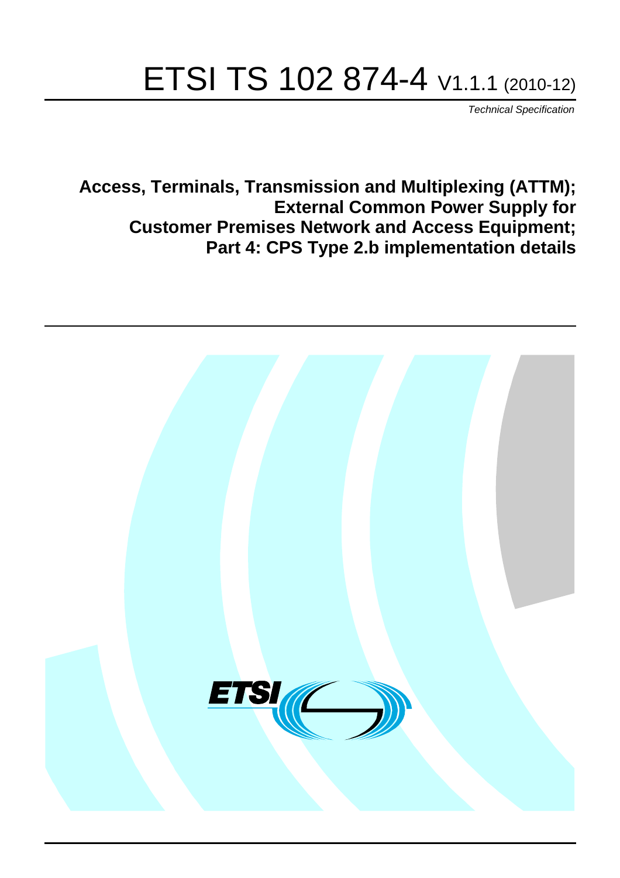# ETSI TS 102 874-4 V1.1.1 (2010-12)

*Technical Specification*

**Access, Terminals, Transmission and Multiplexing (ATTM); External Common Power Supply for Customer Premises Network and Access Equipment; Part 4: CPS Type 2.b implementation details**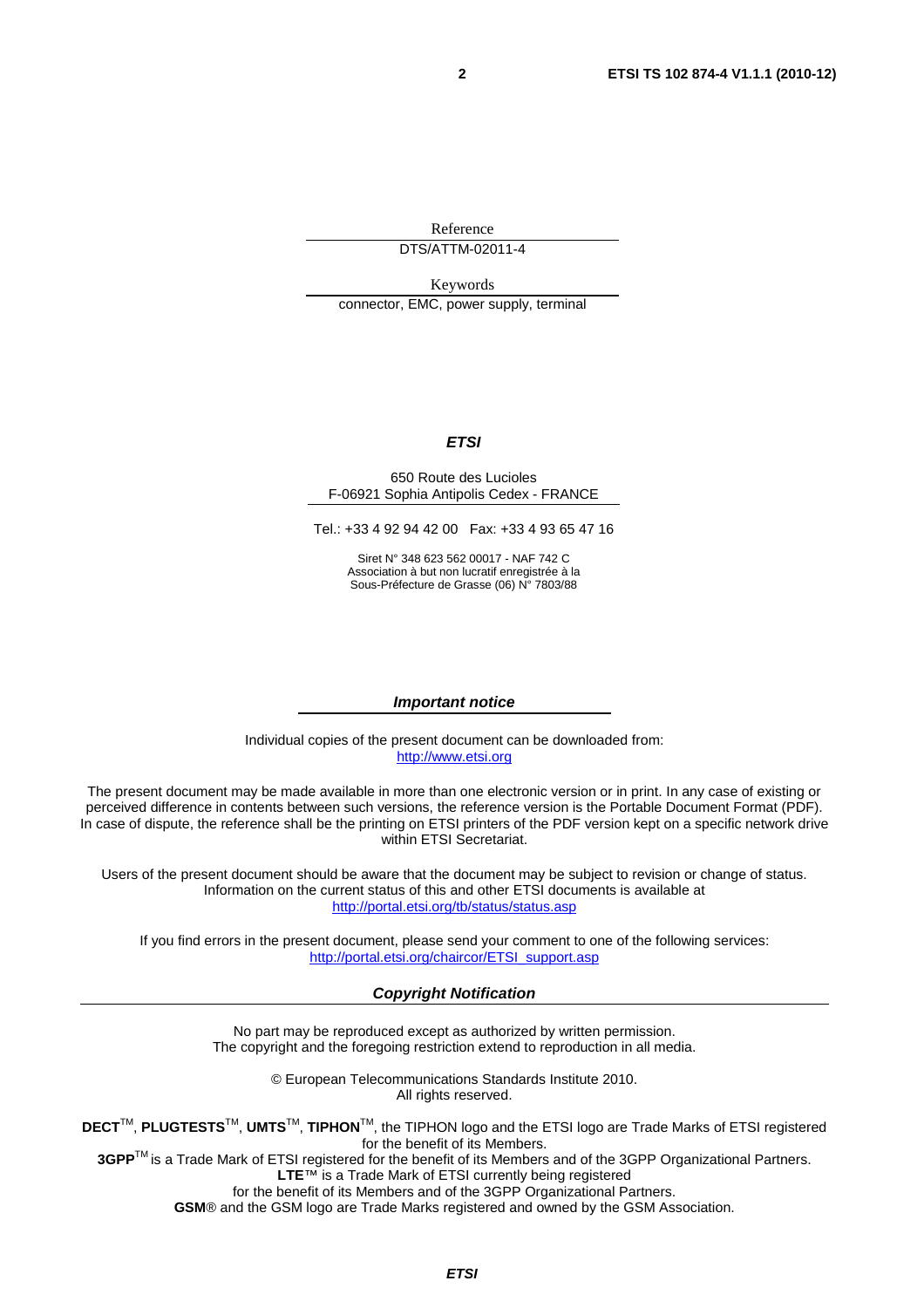Reference

DTS/ATTM-02011-4

Keywords

connector, EMC, power supply, terminal

***ETSI***

650 Route des Lucioles
F-06921 Sophia Antipolis Cedex - FRANCE

Tel.: +33 4 92 94 42 00 Fax: +33 4 93 65 47 16

Siret N° 348 623 562 00017 - NAF 742 C
Association à but non lucratif enregistrée à la
Sous-Préfecture de Grasse (06) N° 7803/88

***Important notice***

Individual copies of the present document can be downloaded from:
http://www.etsi.org

The present document may be made available in more than one electronic version or in print. In any case of existing or perceived difference in contents between such versions, the reference version is the Portable Document Format (PDF). In case of dispute, the reference shall be the printing on ETSI printers of the PDF version kept on a specific network drive within ETSI Secretariat.

Users of the present document should be aware that the document may be subject to revision or change of status. Information on the current status of this and other ETSI documents is available at
http://portal.etsi.org/tb/status/status.asp

If you find errors in the present document, please send your comment to one of the following services:
http://portal.etsi.org/chaircor/ETSI_support.asp

***Copyright Notification***

No part may be reproduced except as authorized by written permission.
The copyright and the foregoing restriction extend to reproduction in all media.

© European Telecommunications Standards Institute 2010.
All rights reserved.

**DECT**™, **PLUGTESTS**™, **UMTS**™, **TIPHON**™, the TIPHON logo and the ETSI logo are Trade Marks of ETSI registered for the benefit of its Members.
**3GPP**™ is a Trade Mark of ETSI registered for the benefit of its Members and of the 3GPP Organizational Partners.
**LTE**™ is a Trade Mark of ETSI currently being registered
for the benefit of its Members and of the 3GPP Organizational Partners.
**GSM**® and the GSM logo are Trade Marks registered and owned by the GSM Association.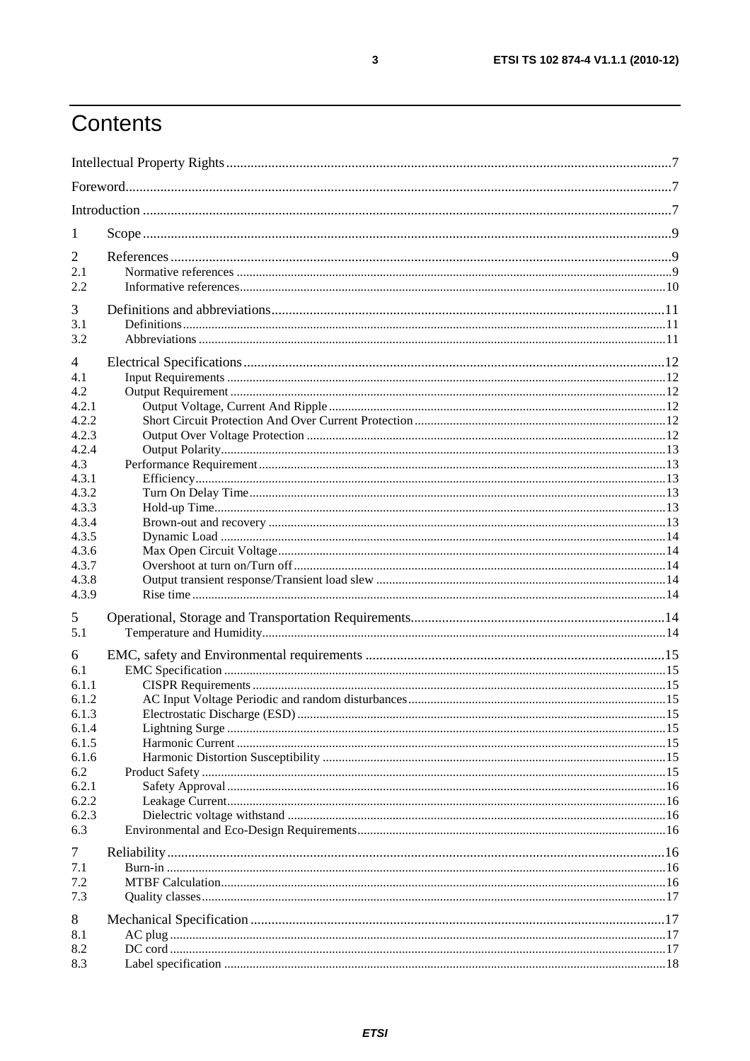# Contents

Intellectual Property Rights ........................................................................................................................ 7

Foreword ....................................................................................................................................................... 7

Introduction .................................................................................................................................................. 7

1 Scope ....................................................................................................................................................... 9

2 References ............................................................................................................................................... 9
- 2.1 Normative references ........................................................................................................................ 9
- 2.2 Informative references .................................................................................................................... 10

3 Definitions and abbreviations ................................................................................................................ 11
- 3.1 Definitions ...................................................................................................................................... 11
- 3.2 Abbreviations .................................................................................................................................. 11

4 Electrical Specifications ........................................................................................................................ 12
- 4.1 Input Requirements ........................................................................................................................ 12
- 4.2 Output Requirement ........................................................................................................................ 12
- 4.2.1 Output Voltage, Current And Ripple ........................................................................................... 12
- 4.2.2 Short Circuit Protection And Over Current Protection ............................................................... 12
- 4.2.3 Output Over Voltage Protection ................................................................................................. 12
- 4.2.4 Output Polarity ............................................................................................................................ 13
- 4.3 Performance Requirement ............................................................................................................... 13
- 4.3.1 Efficiency .................................................................................................................................... 13
- 4.3.2 Turn On Delay Time .................................................................................................................... 13
- 4.3.3 Hold-up Time ............................................................................................................................... 13
- 4.3.4 Brown-out and recovery .............................................................................................................. 13
- 4.3.5 Dynamic Load ............................................................................................................................. 14
- 4.3.6 Max Open Circuit Voltage ........................................................................................................... 14
- 4.3.7 Overshoot at turn on/Turn off ..................................................................................................... 14
- 4.3.8 Output transient response/Transient load slew ............................................................................ 14
- 4.3.9 Rise time ..................................................................................................................................... 14

5 Operational, Storage and Transportation Requirements ......................................................................... 14
- 5.1 Temperature and Humidity .............................................................................................................. 14

6 EMC, safety and Environmental requirements ...................................................................................... 15
- 6.1 EMC Specification .......................................................................................................................... 15
- 6.1.1 CISPR Requirements ................................................................................................................... 15
- 6.1.2 AC Input Voltage Periodic and random disturbances .................................................................. 15
- 6.1.3 Electrostatic Discharge (ESD) ..................................................................................................... 15
- 6.1.4 Lightning Surge ........................................................................................................................... 15
- 6.1.5 Harmonic Current ........................................................................................................................ 15
- 6.1.6 Harmonic Distortion Susceptibility ............................................................................................. 15
- 6.2 Product Safety ................................................................................................................................. 15
- 6.2.1 Safety Approval ........................................................................................................................... 16
- 6.2.2 Leakage Current .......................................................................................................................... 16
- 6.2.3 Dielectric voltage withstand ........................................................................................................ 16
- 6.3 Environmental and Eco-Design Requirements ................................................................................ 16

7 Reliability .............................................................................................................................................. 16
- 7.1 Burn-in ............................................................................................................................................ 16
- 7.2 MTBF Calculation ........................................................................................................................... 16
- 7.3 Quality classes ................................................................................................................................. 17

8 Mechanical Specification ....................................................................................................................... 17
- 8.1 AC plug ........................................................................................................................................... 17
- 8.2 DC cord ........................................................................................................................................... 17
- 8.3 Label specification .......................................................................................................................... 18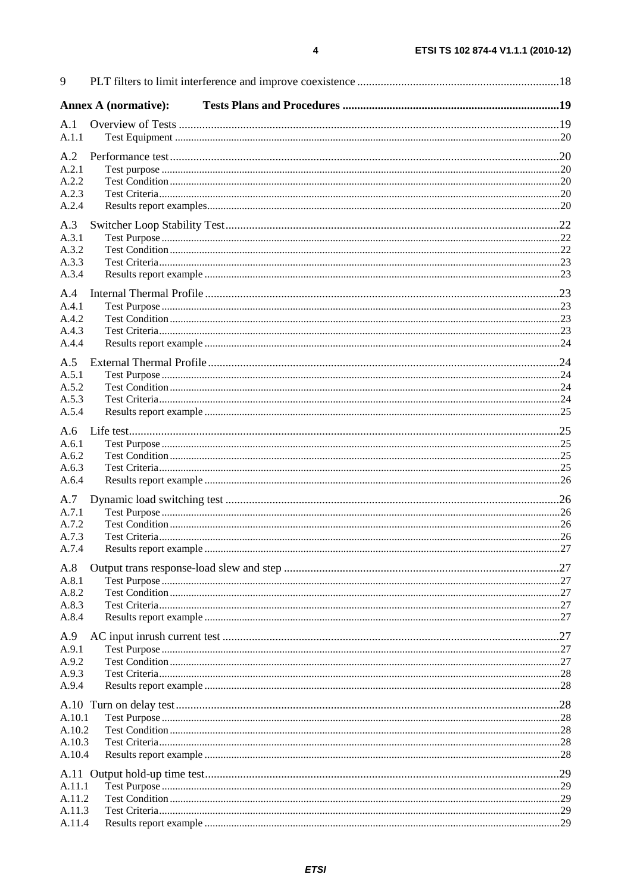9 PLT filters to limit interference and improve coexistence .................................................................... 18

**Annex A (normative): Tests Plans and Procedures ........................................................................ 19**

A.1 Overview of Tests ............................................................................................................................... 19
A.1.1 Test Equipment ................................................................................................................................ 20

A.2 Performance test .................................................................................................................................. 20
A.2.1 Test purpose ..................................................................................................................................... 20
A.2.2 Test Condition .................................................................................................................................. 20
A.2.3 Test Criteria ...................................................................................................................................... 20
A.2.4 Results report examples .................................................................................................................... 20

A.3 Switcher Loop Stability Test ................................................................................................................ 22
A.3.1 Test Purpose ..................................................................................................................................... 22
A.3.2 Test Condition .................................................................................................................................. 22
A.3.3 Test Criteria ...................................................................................................................................... 23
A.3.4 Results report example ..................................................................................................................... 23

A.4 Internal Thermal Profile ....................................................................................................................... 23
A.4.1 Test Purpose ..................................................................................................................................... 23
A.4.2 Test Condition .................................................................................................................................. 23
A.4.3 Test Criteria ...................................................................................................................................... 23
A.4.4 Results report example ..................................................................................................................... 24

A.5 External Thermal Profile ...................................................................................................................... 24
A.5.1 Test Purpose ..................................................................................................................................... 24
A.5.2 Test Condition .................................................................................................................................. 24
A.5.3 Test Criteria ...................................................................................................................................... 24
A.5.4 Results report example ..................................................................................................................... 25

A.6 Life test ................................................................................................................................................ 25
A.6.1 Test Purpose ..................................................................................................................................... 25
A.6.2 Test Condition .................................................................................................................................. 25
A.6.3 Test Criteria ...................................................................................................................................... 25
A.6.4 Results report example ..................................................................................................................... 26

A.7 Dynamic load switching test ................................................................................................................ 26
A.7.1 Test Purpose ..................................................................................................................................... 26
A.7.2 Test Condition .................................................................................................................................. 26
A.7.3 Test Criteria ...................................................................................................................................... 26
A.7.4 Results report example ..................................................................................................................... 27

A.8 Output trans response-load slew and step ............................................................................................ 27
A.8.1 Test Purpose ..................................................................................................................................... 27
A.8.2 Test Condition .................................................................................................................................. 27
A.8.3 Test Criteria ...................................................................................................................................... 27
A.8.4 Results report example ..................................................................................................................... 27

A.9 AC input inrush current test ................................................................................................................. 27
A.9.1 Test Purpose ..................................................................................................................................... 27
A.9.2 Test Condition .................................................................................................................................. 27
A.9.3 Test Criteria ...................................................................................................................................... 28
A.9.4 Results report example ..................................................................................................................... 28

A.10 Turn on delay test ................................................................................................................................ 28
A.10.1 Test Purpose ................................................................................................................................... 28
A.10.2 Test Condition ................................................................................................................................ 28
A.10.3 Test Criteria .................................................................................................................................... 28
A.10.4 Results report example ................................................................................................................... 28

A.11 Output hold-up time test ...................................................................................................................... 29
A.11.1 Test Purpose ................................................................................................................................... 29
A.11.2 Test Condition ................................................................................................................................ 29
A.11.3 Test Criteria .................................................................................................................................... 29
A.11.4 Results report example ................................................................................................................... 29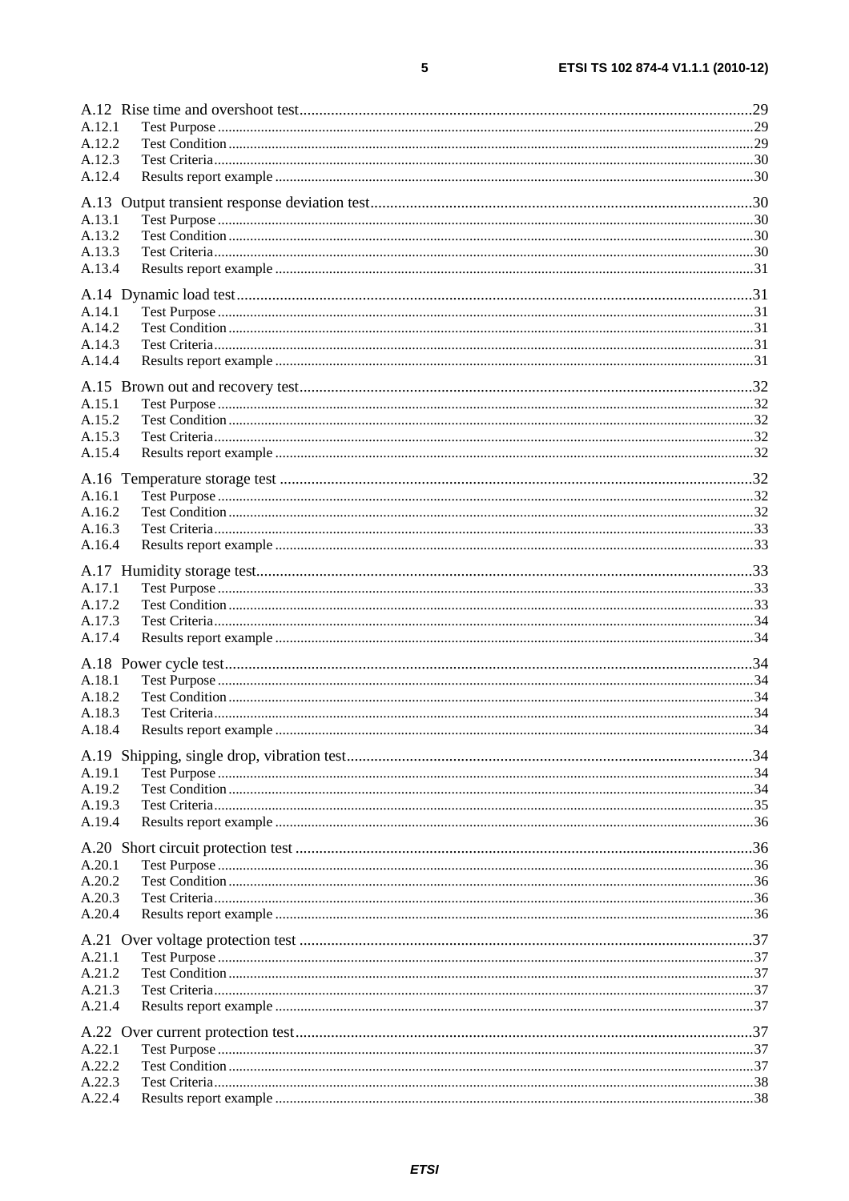A.12 Rise time and overshoot test ....... 29
A.12.1 Test Purpose ....... 29
A.12.2 Test Condition ....... 29
A.12.3 Test Criteria ....... 30
A.12.4 Results report example ....... 30

A.13 Output transient response deviation test ....... 30
A.13.1 Test Purpose ....... 30
A.13.2 Test Condition ....... 30
A.13.3 Test Criteria ....... 30
A.13.4 Results report example ....... 31

A.14 Dynamic load test ....... 31
A.14.1 Test Purpose ....... 31
A.14.2 Test Condition ....... 31
A.14.3 Test Criteria ....... 31
A.14.4 Results report example ....... 31

A.15 Brown out and recovery test ....... 32
A.15.1 Test Purpose ....... 32
A.15.2 Test Condition ....... 32
A.15.3 Test Criteria ....... 32
A.15.4 Results report example ....... 32

A.16 Temperature storage test ....... 32
A.16.1 Test Purpose ....... 32
A.16.2 Test Condition ....... 32
A.16.3 Test Criteria ....... 33
A.16.4 Results report example ....... 33

A.17 Humidity storage test ....... 33
A.17.1 Test Purpose ....... 33
A.17.2 Test Condition ....... 33
A.17.3 Test Criteria ....... 34
A.17.4 Results report example ....... 34

A.18 Power cycle test ....... 34
A.18.1 Test Purpose ....... 34
A.18.2 Test Condition ....... 34
A.18.3 Test Criteria ....... 34
A.18.4 Results report example ....... 34

A.19 Shipping, single drop, vibration test ....... 34
A.19.1 Test Purpose ....... 34
A.19.2 Test Condition ....... 34
A.19.3 Test Criteria ....... 35
A.19.4 Results report example ....... 36

A.20 Short circuit protection test ....... 36
A.20.1 Test Purpose ....... 36
A.20.2 Test Condition ....... 36
A.20.3 Test Criteria ....... 36
A.20.4 Results report example ....... 36

A.21 Over voltage protection test ....... 37
A.21.1 Test Purpose ....... 37
A.21.2 Test Condition ....... 37
A.21.3 Test Criteria ....... 37
A.21.4 Results report example ....... 37

A.22 Over current protection test ....... 37
A.22.1 Test Purpose ....... 37
A.22.2 Test Condition ....... 37
A.22.3 Test Criteria ....... 38
A.22.4 Results report example ....... 38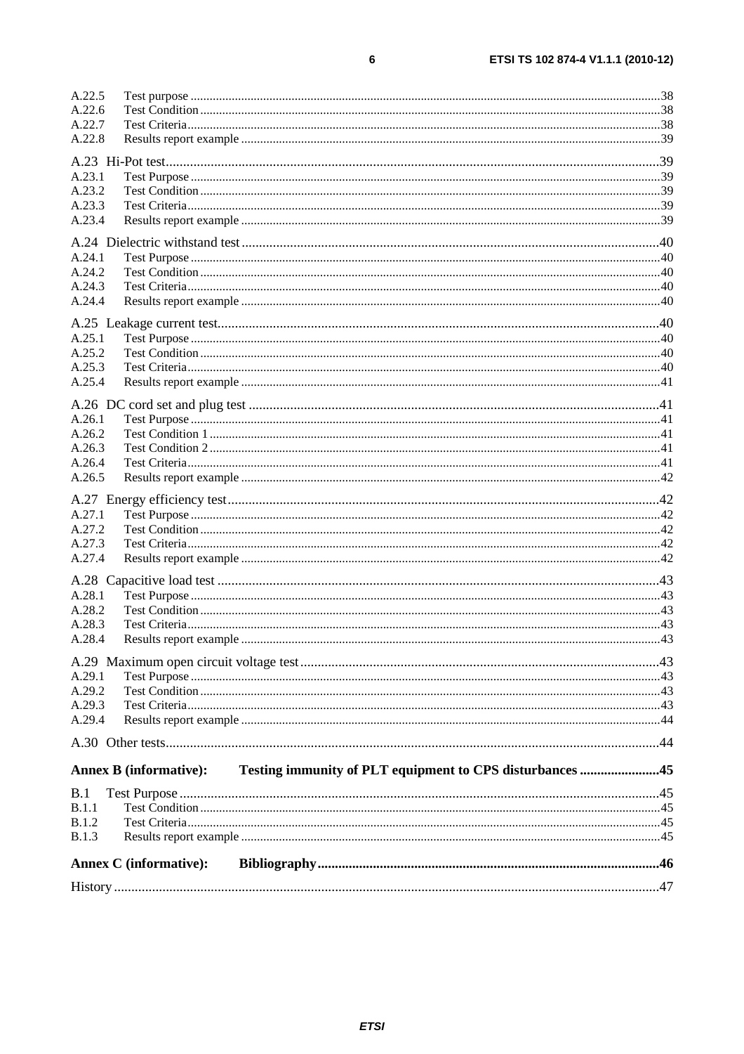A.22.5 Test purpose ....................................................................................................................................38
A.22.6 Test Condition ................................................................................................................................38
A.22.7 Test Criteria ....................................................................................................................................38
A.22.8 Results report example ...................................................................................................................39

A.23 Hi-Pot test .............................................................................................................................................39
A.23.1 Test Purpose ...................................................................................................................................39
A.23.2 Test Condition ................................................................................................................................39
A.23.3 Test Criteria ....................................................................................................................................39
A.23.4 Results report example ...................................................................................................................39

A.24 Dielectric withstand test .......................................................................................................................40
A.24.1 Test Purpose ...................................................................................................................................40
A.24.2 Test Condition ................................................................................................................................40
A.24.3 Test Criteria ....................................................................................................................................40
A.24.4 Results report example ...................................................................................................................40

A.25 Leakage current test ..............................................................................................................................40
A.25.1 Test Purpose ...................................................................................................................................40
A.25.2 Test Condition ................................................................................................................................40
A.25.3 Test Criteria ....................................................................................................................................40
A.25.4 Results report example ...................................................................................................................41

A.26 DC cord set and plug test ......................................................................................................................41
A.26.1 Test Purpose ...................................................................................................................................41
A.26.2 Test Condition 1 .............................................................................................................................41
A.26.3 Test Condition 2 .............................................................................................................................41
A.26.4 Test Criteria ....................................................................................................................................41
A.26.5 Results report example ...................................................................................................................42

A.27 Energy efficiency test ...........................................................................................................................42
A.27.1 Test Purpose ...................................................................................................................................42
A.27.2 Test Condition ................................................................................................................................42
A.27.3 Test Criteria ....................................................................................................................................42
A.27.4 Results report example ...................................................................................................................42

A.28 Capacitive load test ..............................................................................................................................43
A.28.1 Test Purpose ...................................................................................................................................43
A.28.2 Test Condition ................................................................................................................................43
A.28.3 Test Criteria ....................................................................................................................................43
A.28.4 Results report example ...................................................................................................................43

A.29 Maximum open circuit voltage test .......................................................................................................43
A.29.1 Test Purpose ...................................................................................................................................43
A.29.2 Test Condition ................................................................................................................................43
A.29.3 Test Criteria ....................................................................................................................................43
A.29.4 Results report example ...................................................................................................................44

A.30 Other tests ..............................................................................................................................................44

**Annex B (informative): Testing immunity of PLT equipment to CPS disturbances .......................45**

B.1 Test Purpose ..........................................................................................................................................45
B.1.1 Test Condition ................................................................................................................................45
B.1.2 Test Criteria ....................................................................................................................................45
B.1.3 Results report example ...................................................................................................................45

**Annex C (informative): Bibliography ..................................................................................................46**

History ............................................................................................................................................................47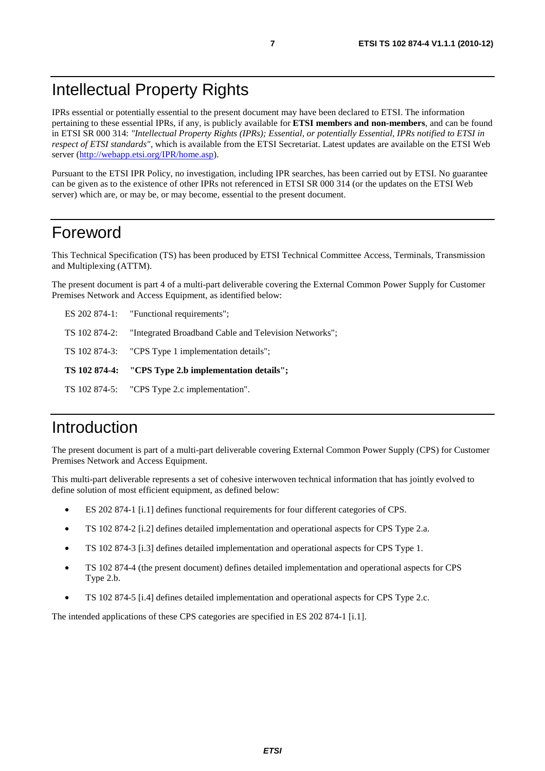# Intellectual Property Rights

IPRs essential or potentially essential to the present document may have been declared to ETSI. The information pertaining to these essential IPRs, if any, is publicly available for **ETSI members and non-members**, and can be found in ETSI SR 000 314: *"Intellectual Property Rights (IPRs); Essential, or potentially Essential, IPRs notified to ETSI in respect of ETSI standards"*, which is available from the ETSI Secretariat. Latest updates are available on the ETSI Web server (http://webapp.etsi.org/IPR/home.asp).

Pursuant to the ETSI IPR Policy, no investigation, including IPR searches, has been carried out by ETSI. No guarantee can be given as to the existence of other IPRs not referenced in ETSI SR 000 314 (or the updates on the ETSI Web server) which are, or may be, or may become, essential to the present document.

# Foreword

This Technical Specification (TS) has been produced by ETSI Technical Committee Access, Terminals, Transmission and Multiplexing (ATTM).

The present document is part 4 of a multi-part deliverable covering the External Common Power Supply for Customer Premises Network and Access Equipment, as identified below:

ES 202 874-1: "Functional requirements";

TS 102 874-2: "Integrated Broadband Cable and Television Networks";

TS 102 874-3: "CPS Type 1 implementation details";

**TS 102 874-4: "CPS Type 2.b implementation details";**

TS 102 874-5: "CPS Type 2.c implementation".

# Introduction

The present document is part of a multi-part deliverable covering External Common Power Supply (CPS) for Customer Premises Network and Access Equipment.

This multi-part deliverable represents a set of cohesive interwoven technical information that has jointly evolved to define solution of most efficient equipment, as defined below:

- ES 202 874-1 [i.1] defines functional requirements for four different categories of CPS.
- TS 102 874-2 [i.2] defines detailed implementation and operational aspects for CPS Type 2.a.
- TS 102 874-3 [i.3] defines detailed implementation and operational aspects for CPS Type 1.
- TS 102 874-4 (the present document) defines detailed implementation and operational aspects for CPS Type 2.b.
- TS 102 874-5 [i.4] defines detailed implementation and operational aspects for CPS Type 2.c.

The intended applications of these CPS categories are specified in ES 202 874-1 [i.1].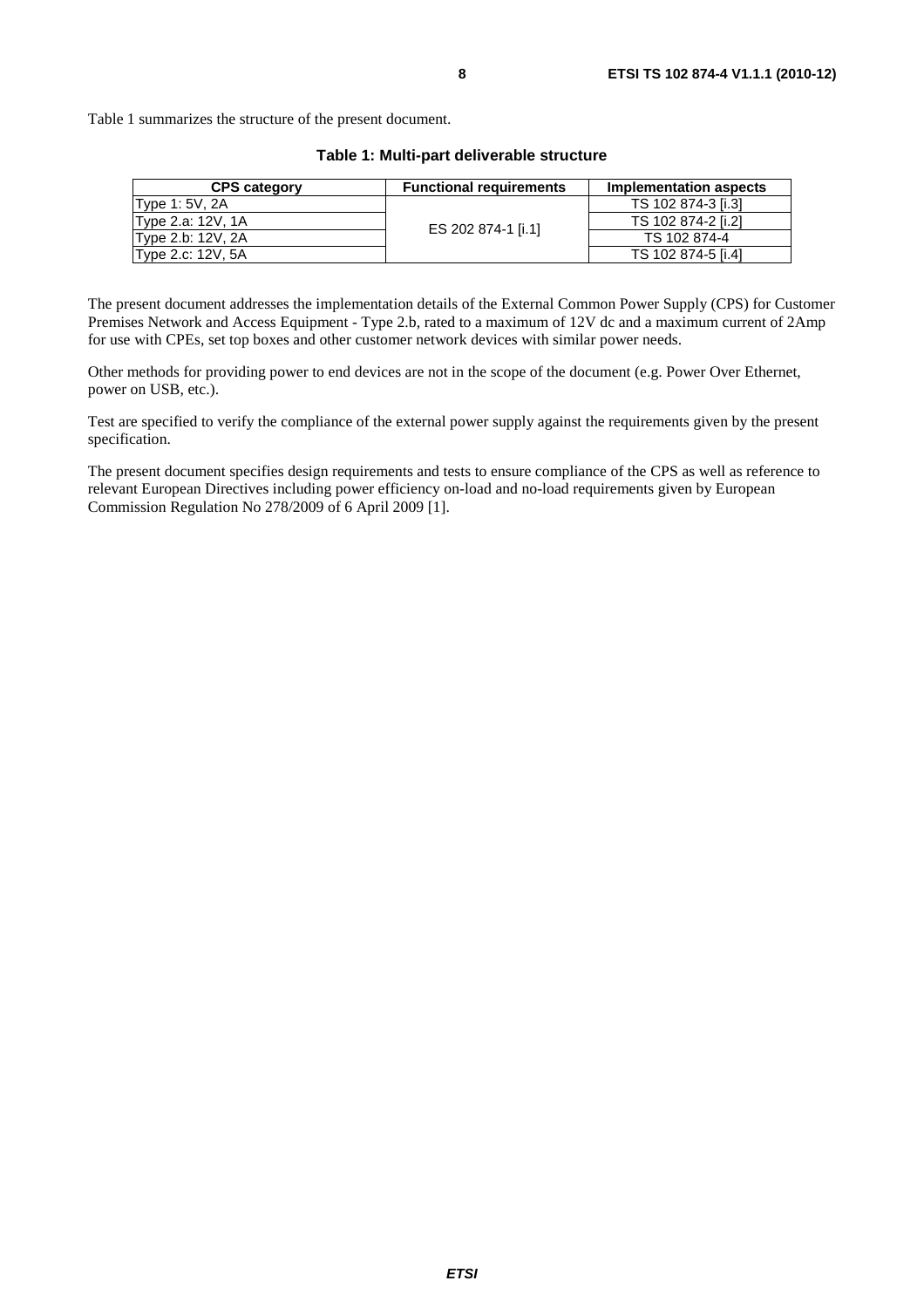Table 1 summarizes the structure of the present document.

**Table 1: Multi-part deliverable structure**

| CPS category | Functional requirements | Implementation aspects |
|---|---|---|
| Type 1: 5V, 2A | ES 202 874-1 [i.1] | TS 102 874-3 [i.3] |
| Type 2.a: 12V, 1A | | TS 102 874-2 [i.2] |
| Type 2.b: 12V, 2A | | TS 102 874-4 |
| Type 2.c: 12V, 5A | | TS 102 874-5 [i.4] |

The present document addresses the implementation details of the External Common Power Supply (CPS) for Customer Premises Network and Access Equipment - Type 2.b, rated to a maximum of 12V dc and a maximum current of 2Amp for use with CPEs, set top boxes and other customer network devices with similar power needs.

Other methods for providing power to end devices are not in the scope of the document (e.g. Power Over Ethernet, power on USB, etc.).

Test are specified to verify the compliance of the external power supply against the requirements given by the present specification.

The present document specifies design requirements and tests to ensure compliance of the CPS as well as reference to relevant European Directives including power efficiency on-load and no-load requirements given by European Commission Regulation No 278/2009 of 6 April 2009 [1].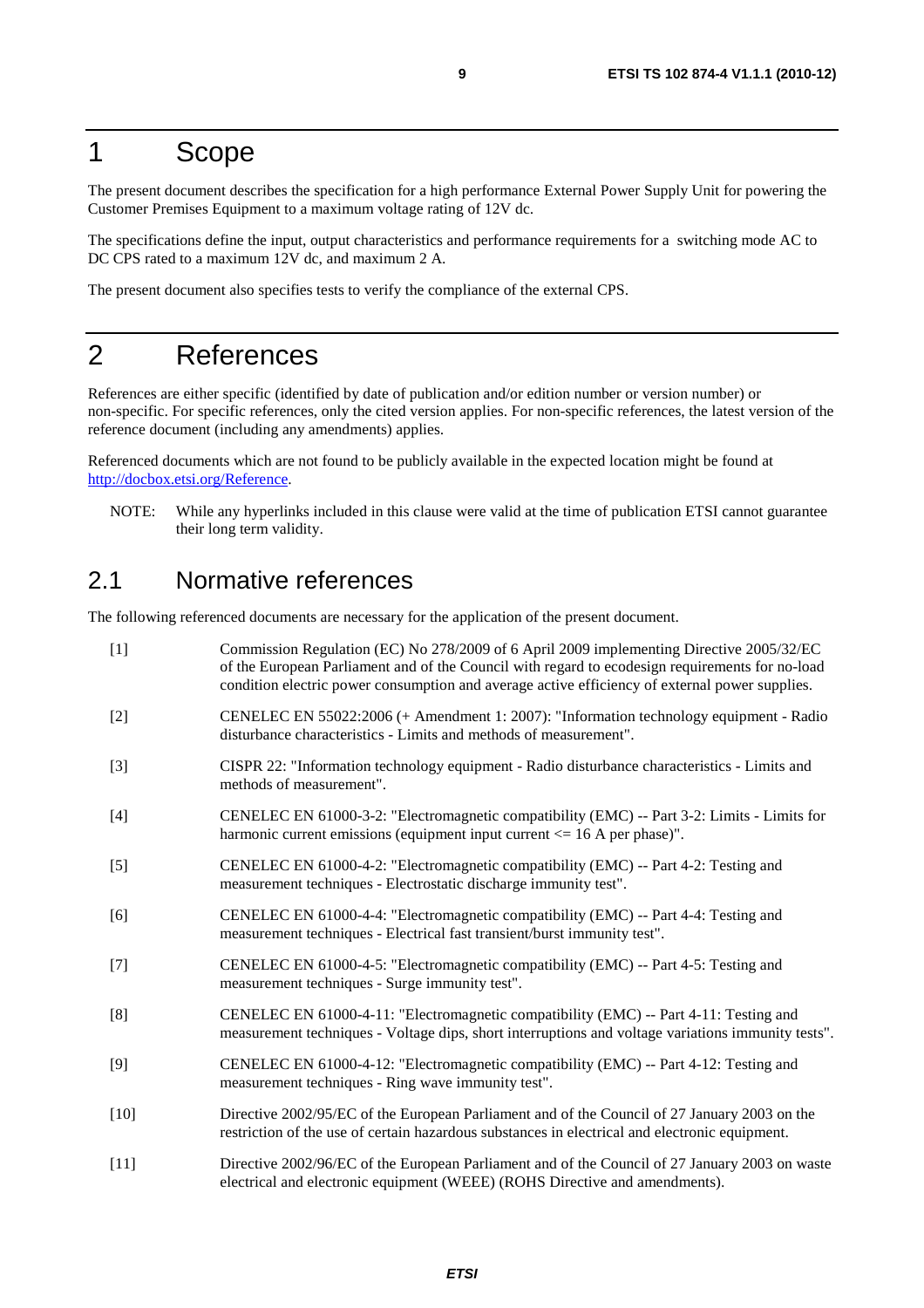# 1 Scope

The present document describes the specification for a high performance External Power Supply Unit for powering the Customer Premises Equipment to a maximum voltage rating of 12V dc.

The specifications define the input, output characteristics and performance requirements for a switching mode AC to DC CPS rated to a maximum 12V dc, and maximum 2 A.

The present document also specifies tests to verify the compliance of the external CPS.

# 2 References

References are either specific (identified by date of publication and/or edition number or version number) or non-specific. For specific references, only the cited version applies. For non-specific references, the latest version of the reference document (including any amendments) applies.

Referenced documents which are not found to be publicly available in the expected location might be found at http://docbox.etsi.org/Reference.

NOTE: While any hyperlinks included in this clause were valid at the time of publication ETSI cannot guarantee their long term validity.

## 2.1 Normative references

The following referenced documents are necessary for the application of the present document.

[1] Commission Regulation (EC) No 278/2009 of 6 April 2009 implementing Directive 2005/32/EC of the European Parliament and of the Council with regard to ecodesign requirements for no-load condition electric power consumption and average active efficiency of external power supplies.

[2] CENELEC EN 55022:2006 (+ Amendment 1: 2007): "Information technology equipment - Radio disturbance characteristics - Limits and methods of measurement".

[3] CISPR 22: "Information technology equipment - Radio disturbance characteristics - Limits and methods of measurement".

[4] CENELEC EN 61000-3-2: "Electromagnetic compatibility (EMC) -- Part 3-2: Limits - Limits for harmonic current emissions (equipment input current <= 16 A per phase)".

[5] CENELEC EN 61000-4-2: "Electromagnetic compatibility (EMC) -- Part 4-2: Testing and measurement techniques - Electrostatic discharge immunity test".

[6] CENELEC EN 61000-4-4: "Electromagnetic compatibility (EMC) -- Part 4-4: Testing and measurement techniques - Electrical fast transient/burst immunity test".

[7] CENELEC EN 61000-4-5: "Electromagnetic compatibility (EMC) -- Part 4-5: Testing and measurement techniques - Surge immunity test".

[8] CENELEC EN 61000-4-11: "Electromagnetic compatibility (EMC) -- Part 4-11: Testing and measurement techniques - Voltage dips, short interruptions and voltage variations immunity tests".

[9] CENELEC EN 61000-4-12: "Electromagnetic compatibility (EMC) -- Part 4-12: Testing and measurement techniques - Ring wave immunity test".

[10] Directive 2002/95/EC of the European Parliament and of the Council of 27 January 2003 on the restriction of the use of certain hazardous substances in electrical and electronic equipment.

[11] Directive 2002/96/EC of the European Parliament and of the Council of 27 January 2003 on waste electrical and electronic equipment (WEEE) (ROHS Directive and amendments).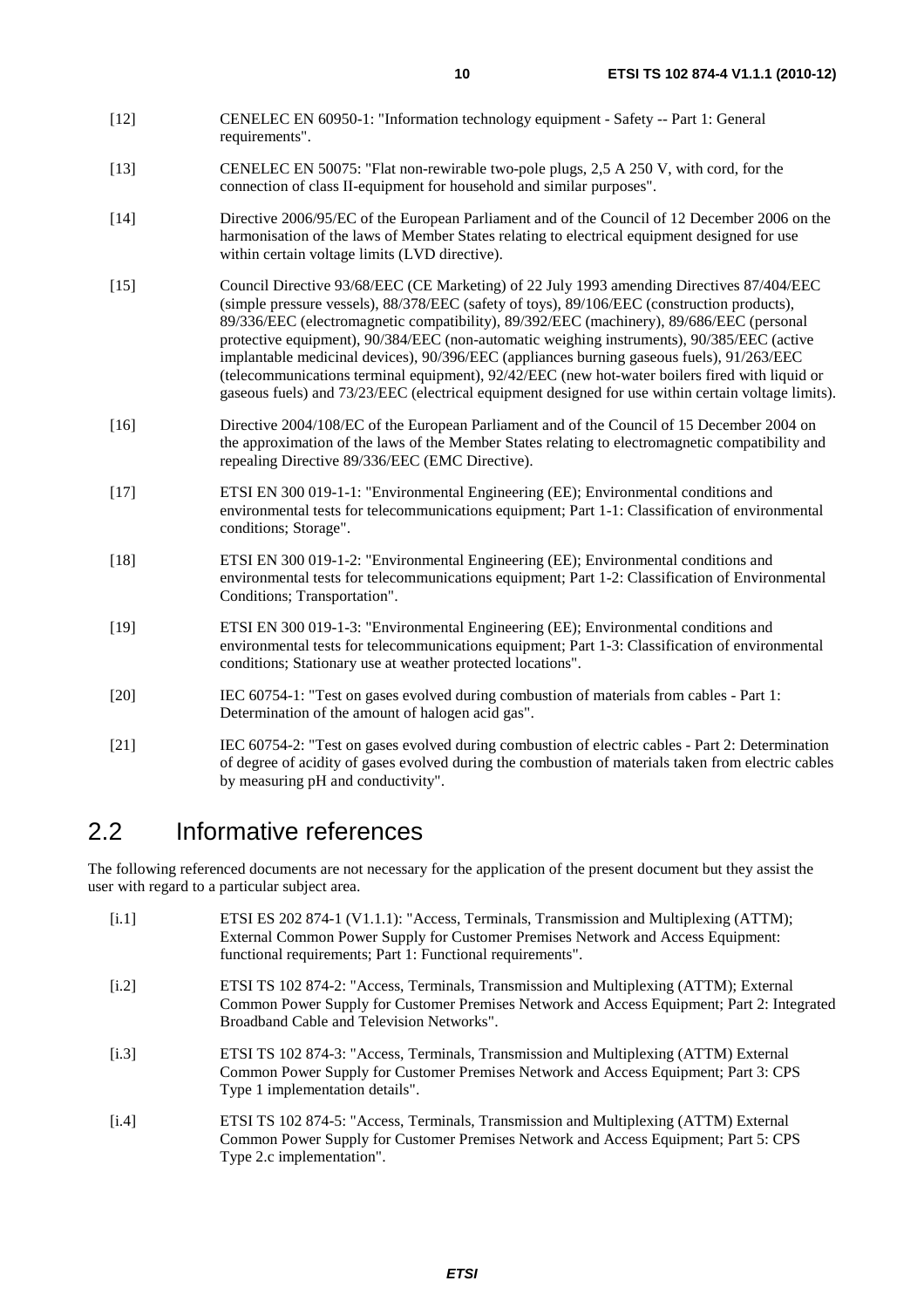[12] CENELEC EN 60950-1: "Information technology equipment - Safety -- Part 1: General requirements".

[13] CENELEC EN 50075: "Flat non-rewirable two-pole plugs, 2,5 A 250 V, with cord, for the connection of class II-equipment for household and similar purposes".

[14] Directive 2006/95/EC of the European Parliament and of the Council of 12 December 2006 on the harmonisation of the laws of Member States relating to electrical equipment designed for use within certain voltage limits (LVD directive).

[15] Council Directive 93/68/EEC (CE Marketing) of 22 July 1993 amending Directives 87/404/EEC (simple pressure vessels), 88/378/EEC (safety of toys), 89/106/EEC (construction products), 89/336/EEC (electromagnetic compatibility), 89/392/EEC (machinery), 89/686/EEC (personal protective equipment), 90/384/EEC (non-automatic weighing instruments), 90/385/EEC (active implantable medicinal devices), 90/396/EEC (appliances burning gaseous fuels), 91/263/EEC (telecommunications terminal equipment), 92/42/EEC (new hot-water boilers fired with liquid or gaseous fuels) and 73/23/EEC (electrical equipment designed for use within certain voltage limits).

[16] Directive 2004/108/EC of the European Parliament and of the Council of 15 December 2004 on the approximation of the laws of the Member States relating to electromagnetic compatibility and repealing Directive 89/336/EEC (EMC Directive).

[17] ETSI EN 300 019-1-1: "Environmental Engineering (EE); Environmental conditions and environmental tests for telecommunications equipment; Part 1-1: Classification of environmental conditions; Storage".

[18] ETSI EN 300 019-1-2: "Environmental Engineering (EE); Environmental conditions and environmental tests for telecommunications equipment; Part 1-2: Classification of Environmental Conditions; Transportation".

[19] ETSI EN 300 019-1-3: "Environmental Engineering (EE); Environmental conditions and environmental tests for telecommunications equipment; Part 1-3: Classification of environmental conditions; Stationary use at weather protected locations".

[20] IEC 60754-1: "Test on gases evolved during combustion of materials from cables - Part 1: Determination of the amount of halogen acid gas".

[21] IEC 60754-2: "Test on gases evolved during combustion of electric cables - Part 2: Determination of degree of acidity of gases evolved during the combustion of materials taken from electric cables by measuring pH and conductivity".

## 2.2 Informative references

The following referenced documents are not necessary for the application of the present document but they assist the user with regard to a particular subject area.

[i.1] ETSI ES 202 874-1 (V1.1.1): "Access, Terminals, Transmission and Multiplexing (ATTM); External Common Power Supply for Customer Premises Network and Access Equipment: functional requirements; Part 1: Functional requirements".

[i.2] ETSI TS 102 874-2: "Access, Terminals, Transmission and Multiplexing (ATTM); External Common Power Supply for Customer Premises Network and Access Equipment; Part 2: Integrated Broadband Cable and Television Networks".

[i.3] ETSI TS 102 874-3: "Access, Terminals, Transmission and Multiplexing (ATTM) External Common Power Supply for Customer Premises Network and Access Equipment; Part 3: CPS Type 1 implementation details".

[i.4] ETSI TS 102 874-5: "Access, Terminals, Transmission and Multiplexing (ATTM) External Common Power Supply for Customer Premises Network and Access Equipment; Part 5: CPS Type 2.c implementation".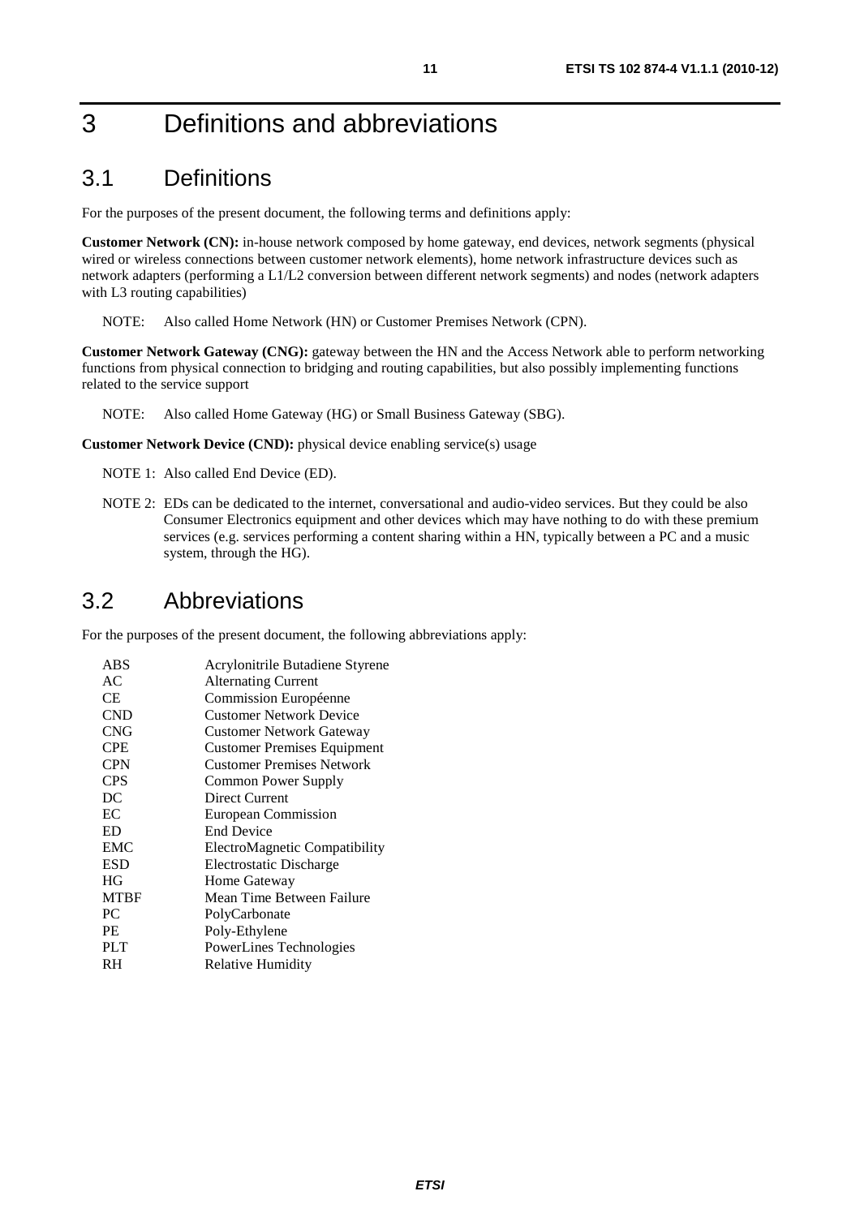# 3 Definitions and abbreviations

## 3.1 Definitions

For the purposes of the present document, the following terms and definitions apply:

**Customer Network (CN):** in-house network composed by home gateway, end devices, network segments (physical wired or wireless connections between customer network elements), home network infrastructure devices such as network adapters (performing a L1/L2 conversion between different network segments) and nodes (network adapters with L3 routing capabilities)

NOTE: Also called Home Network (HN) or Customer Premises Network (CPN).

**Customer Network Gateway (CNG):** gateway between the HN and the Access Network able to perform networking functions from physical connection to bridging and routing capabilities, but also possibly implementing functions related to the service support

NOTE: Also called Home Gateway (HG) or Small Business Gateway (SBG).

**Customer Network Device (CND):** physical device enabling service(s) usage

NOTE 1: Also called End Device (ED).

NOTE 2: EDs can be dedicated to the internet, conversational and audio-video services. But they could be also Consumer Electronics equipment and other devices which may have nothing to do with these premium services (e.g. services performing a content sharing within a HN, typically between a PC and a music system, through the HG).

## 3.2 Abbreviations

For the purposes of the present document, the following abbreviations apply:

| | |
|---|---|
| ABS | Acrylonitrile Butadiene Styrene |
| AC | Alternating Current |
| CE | Commission Européenne |
| CND | Customer Network Device |
| CNG | Customer Network Gateway |
| CPE | Customer Premises Equipment |
| CPN | Customer Premises Network |
| CPS | Common Power Supply |
| DC | Direct Current |
| EC | European Commission |
| ED | End Device |
| EMC | ElectroMagnetic Compatibility |
| ESD | Electrostatic Discharge |
| HG | Home Gateway |
| MTBF | Mean Time Between Failure |
| PC | PolyCarbonate |
| PE | Poly-Ethylene |
| PLT | PowerLines Technologies |
| RH | Relative Humidity |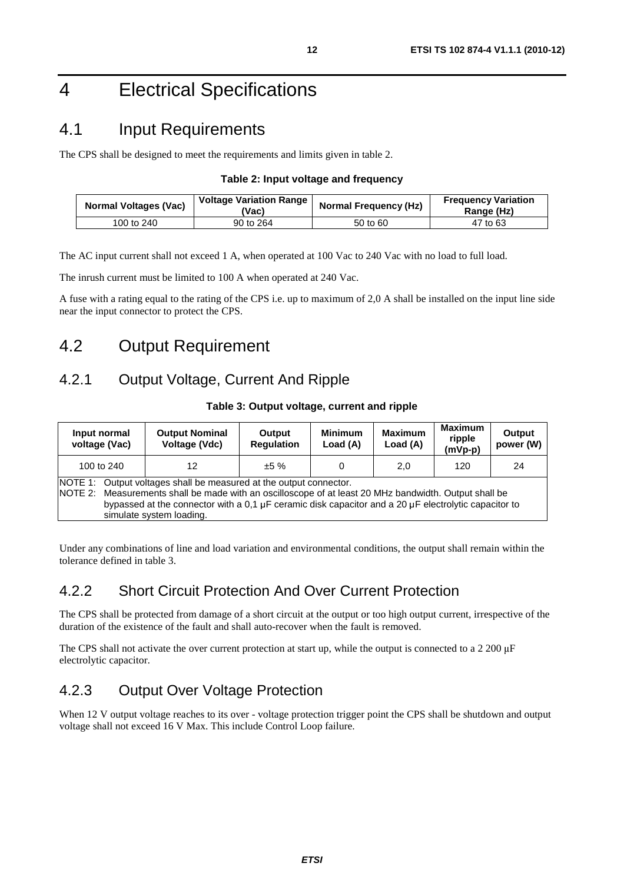# 4 Electrical Specifications

## 4.1 Input Requirements

The CPS shall be designed to meet the requirements and limits given in table 2.

**Table 2: Input voltage and frequency**

| Normal Voltages (Vac) | Voltage Variation Range (Vac) | Normal Frequency (Hz) | Frequency Variation Range (Hz) |
|---|---|---|---|
| 100 to 240 | 90 to 264 | 50 to 60 | 47 to 63 |

The AC input current shall not exceed 1 A, when operated at 100 Vac to 240 Vac with no load to full load.

The inrush current must be limited to 100 A when operated at 240 Vac.

A fuse with a rating equal to the rating of the CPS i.e. up to maximum of 2,0 A shall be installed on the input line side near the input connector to protect the CPS.

## 4.2 Output Requirement

### 4.2.1 Output Voltage, Current And Ripple

**Table 3: Output voltage, current and ripple**

| Input normal voltage (Vac) | Output Nominal Voltage (Vdc) | Output Regulation | Minimum Load (A) | Maximum Load (A) | Maximum ripple (mVp-p) | Output power (W) |
|---|---|---|---|---|---|---|
| 100 to 240 | 12 | ±5 % | 0 | 2,0 | 120 | 24 |
| NOTE 1: Output voltages shall be measured at the output connector.<br>NOTE 2: Measurements shall be made with an oscilloscope of at least 20 MHz bandwidth. Output shall be bypassed at the connector with a 0,1 µF ceramic disk capacitor and a 20 µF electrolytic capacitor to simulate system loading. | | | | | | |

Under any combinations of line and load variation and environmental conditions, the output shall remain within the tolerance defined in table 3.

### 4.2.2 Short Circuit Protection And Over Current Protection

The CPS shall be protected from damage of a short circuit at the output or too high output current, irrespective of the duration of the existence of the fault and shall auto-recover when the fault is removed.

The CPS shall not activate the over current protection at start up, while the output is connected to a 2 200 µF electrolytic capacitor.

### 4.2.3 Output Over Voltage Protection

When 12 V output voltage reaches to its over - voltage protection trigger point the CPS shall be shutdown and output voltage shall not exceed 16 V Max. This include Control Loop failure.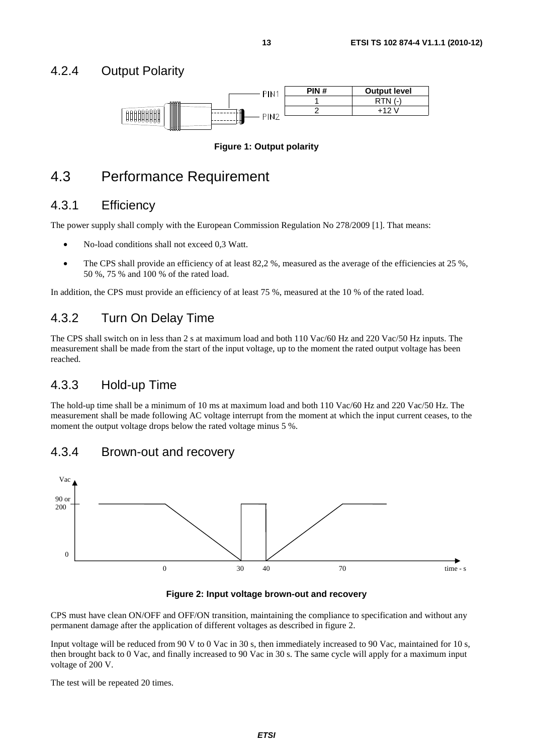### 4.2.4 Output Polarity

| PIN # | Output level |
| --- | --- |
| 1 | RTN (-) |
| 2 | +12 V |

**Figure 1: Output polarity**

## 4.3 Performance Requirement

### 4.3.1 Efficiency

The power supply shall comply with the European Commission Regulation No 278/2009 [1]. That means:

- No-load conditions shall not exceed 0,3 Watt.
- The CPS shall provide an efficiency of at least 82,2 %, measured as the average of the efficiencies at 25 %, 50 %, 75 % and 100 % of the rated load.

In addition, the CPS must provide an efficiency of at least 75 %, measured at the 10 % of the rated load.

### 4.3.2 Turn On Delay Time

The CPS shall switch on in less than 2 s at maximum load and both 110 Vac/60 Hz and 220 Vac/50 Hz inputs. The measurement shall be made from the start of the input voltage, up to the moment the rated output voltage has been reached.

### 4.3.3 Hold-up Time

The hold-up time shall be a minimum of 10 ms at maximum load and both 110 Vac/60 Hz and 220 Vac/50 Hz. The measurement shall be made following AC voltage interrupt from the moment at which the input current ceases, to the moment the output voltage drops below the rated voltage minus 5 %.

### 4.3.4 Brown-out and recovery

**Figure 2: Input voltage brown-out and recovery**

CPS must have clean ON/OFF and OFF/ON transition, maintaining the compliance to specification and without any permanent damage after the application of different voltages as described in figure 2.

Input voltage will be reduced from 90 V to 0 Vac in 30 s, then immediately increased to 90 Vac, maintained for 10 s, then brought back to 0 Vac, and finally increased to 90 Vac in 30 s. The same cycle will apply for a maximum input voltage of 200 V.

The test will be repeated 20 times.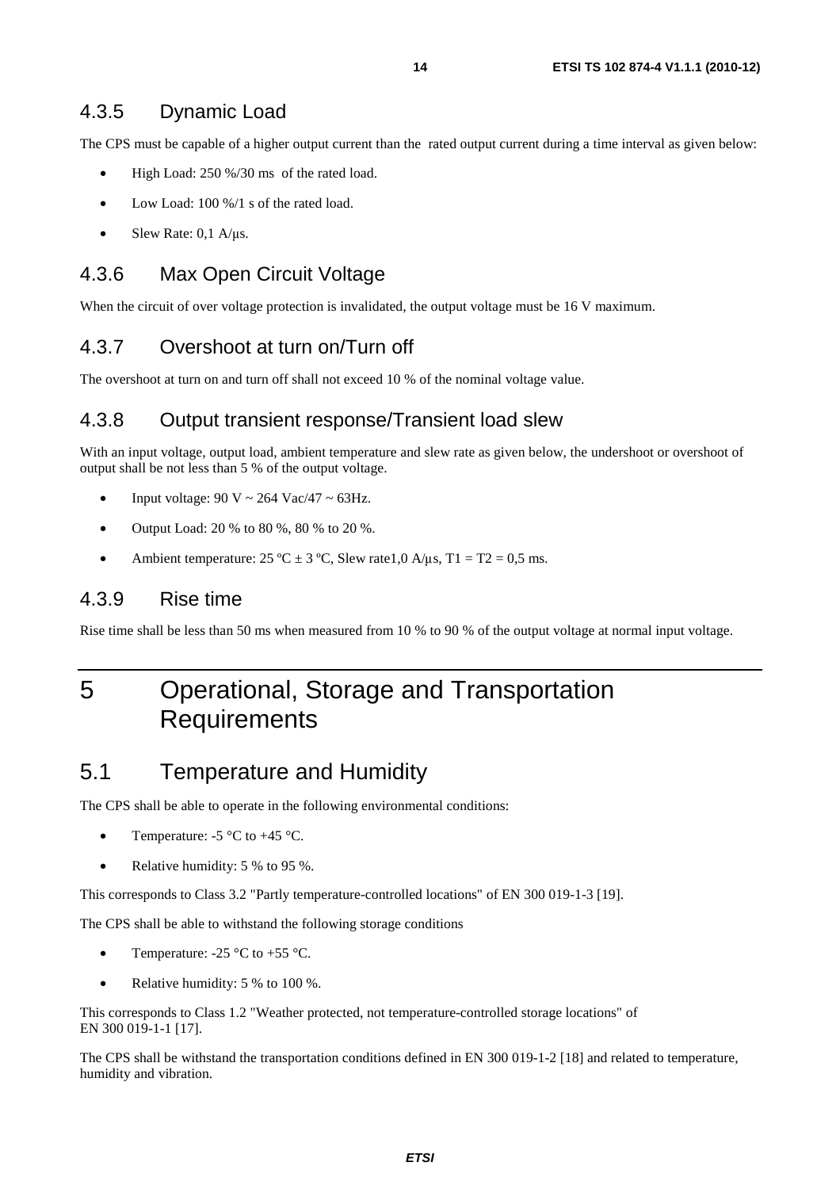### 4.3.5 Dynamic Load

The CPS must be capable of a higher output current than the rated output current during a time interval as given below:

- High Load: 250 %/30 ms of the rated load.
- Low Load: 100 %/1 s of the rated load.
- Slew Rate: 0,1 A/µs.

### 4.3.6 Max Open Circuit Voltage

When the circuit of over voltage protection is invalidated, the output voltage must be 16 V maximum.

### 4.3.7 Overshoot at turn on/Turn off

The overshoot at turn on and turn off shall not exceed 10 % of the nominal voltage value.

### 4.3.8 Output transient response/Transient load slew

With an input voltage, output load, ambient temperature and slew rate as given below, the undershoot or overshoot of output shall be not less than 5 % of the output voltage.

- Input voltage: 90 V ~ 264 Vac/47 ~ 63Hz.
- Output Load: 20 % to 80 %, 80 % to 20 %.
- Ambient temperature: 25 ºC ± 3 ºC, Slew rate1,0 A/µs, T1 = T2 = 0,5 ms.

### 4.3.9 Rise time

Rise time shall be less than 50 ms when measured from 10 % to 90 % of the output voltage at normal input voltage.

# 5 Operational, Storage and Transportation Requirements

## 5.1 Temperature and Humidity

The CPS shall be able to operate in the following environmental conditions:

- Temperature: -5 °C to +45 °C.
- Relative humidity: 5 % to 95 %.

This corresponds to Class 3.2 "Partly temperature-controlled locations" of EN 300 019-1-3 [19].

The CPS shall be able to withstand the following storage conditions

- Temperature: -25 °C to +55 °C.
- Relative humidity: 5 % to 100 %.

This corresponds to Class 1.2 "Weather protected, not temperature-controlled storage locations" of EN 300 019-1-1 [17].

The CPS shall be withstand the transportation conditions defined in EN 300 019-1-2 [18] and related to temperature, humidity and vibration.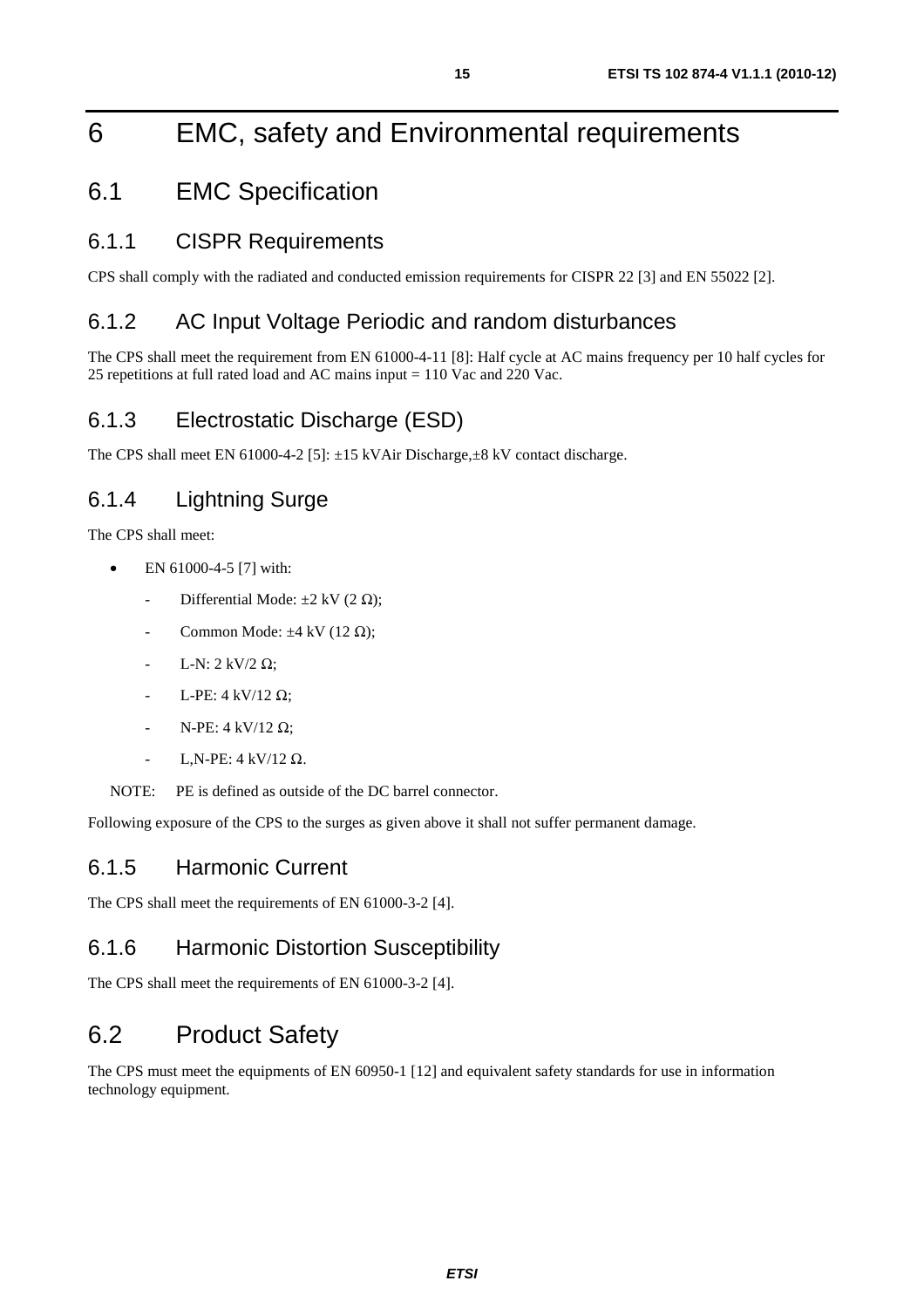# 6 EMC, safety and Environmental requirements

## 6.1 EMC Specification

### 6.1.1 CISPR Requirements

CPS shall comply with the radiated and conducted emission requirements for CISPR 22 [3] and EN 55022 [2].

### 6.1.2 AC Input Voltage Periodic and random disturbances

The CPS shall meet the requirement from EN 61000-4-11 [8]: Half cycle at AC mains frequency per 10 half cycles for 25 repetitions at full rated load and AC mains input = 110 Vac and 220 Vac.

### 6.1.3 Electrostatic Discharge (ESD)

The CPS shall meet EN 61000-4-2 [5]: ±15 kVAir Discharge,±8 kV contact discharge.

### 6.1.4 Lightning Surge

The CPS shall meet:

- EN 61000-4-5 [7] with:
  - Differential Mode: ±2 kV (2 Ω);
  - Common Mode: ±4 kV (12 Ω);
  - L-N: 2 kV/2 Ω;
  - L-PE: 4 kV/12 Ω;
  - N-PE: 4 kV/12 Ω;
  - L,N-PE: 4 kV/12 Ω.

NOTE: PE is defined as outside of the DC barrel connector.

Following exposure of the CPS to the surges as given above it shall not suffer permanent damage.

### 6.1.5 Harmonic Current

The CPS shall meet the requirements of EN 61000-3-2 [4].

### 6.1.6 Harmonic Distortion Susceptibility

The CPS shall meet the requirements of EN 61000-3-2 [4].

## 6.2 Product Safety

The CPS must meet the equipments of EN 60950-1 [12] and equivalent safety standards for use in information technology equipment.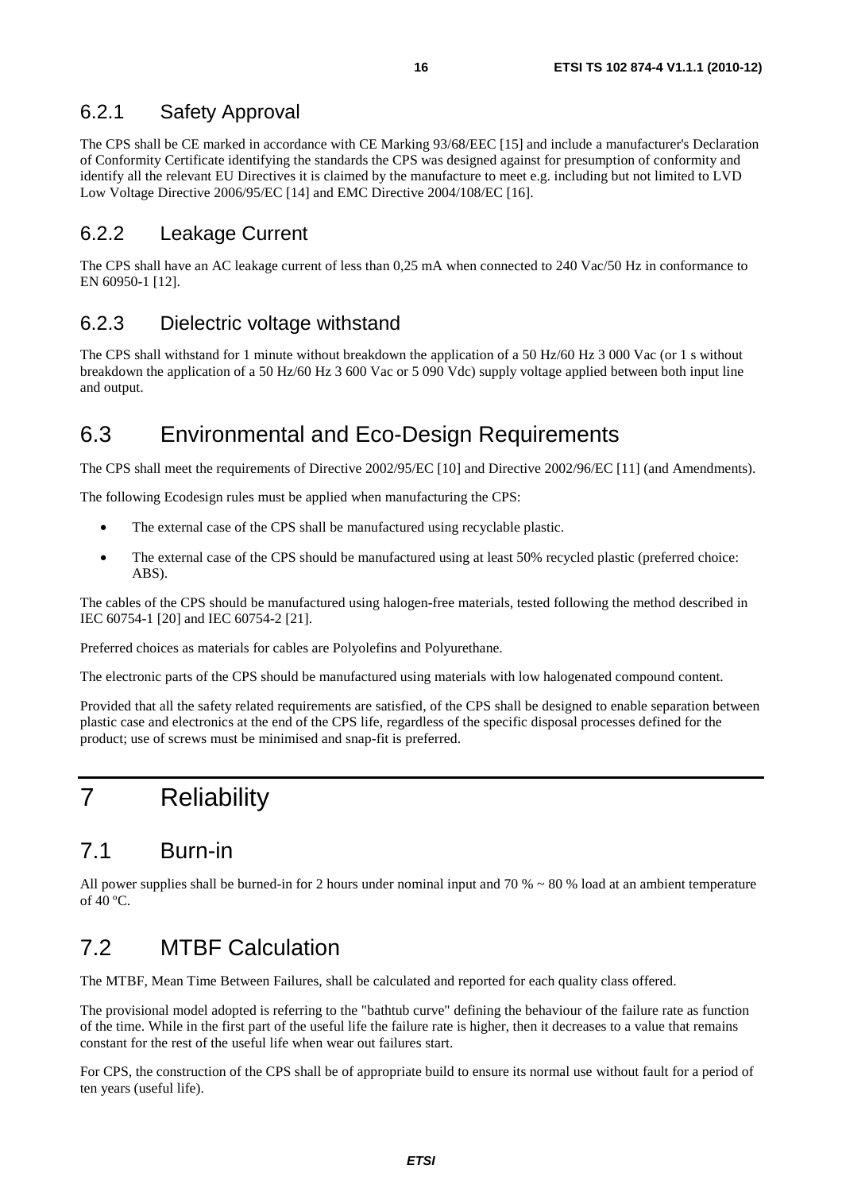### 6.2.1 Safety Approval

The CPS shall be CE marked in accordance with CE Marking 93/68/EEC [15] and include a manufacturer's Declaration of Conformity Certificate identifying the standards the CPS was designed against for presumption of conformity and identify all the relevant EU Directives it is claimed by the manufacture to meet e.g. including but not limited to LVD Low Voltage Directive 2006/95/EC [14] and EMC Directive 2004/108/EC [16].

### 6.2.2 Leakage Current

The CPS shall have an AC leakage current of less than 0,25 mA when connected to 240 Vac/50 Hz in conformance to EN 60950-1 [12].

### 6.2.3 Dielectric voltage withstand

The CPS shall withstand for 1 minute without breakdown the application of a 50 Hz/60 Hz 3 000 Vac (or 1 s without breakdown the application of a 50 Hz/60 Hz 3 600 Vac or 5 090 Vdc) supply voltage applied between both input line and output.

## 6.3 Environmental and Eco-Design Requirements

The CPS shall meet the requirements of Directive 2002/95/EC [10] and Directive 2002/96/EC [11] (and Amendments).

The following Ecodesign rules must be applied when manufacturing the CPS:

- The external case of the CPS shall be manufactured using recyclable plastic.
- The external case of the CPS should be manufactured using at least 50% recycled plastic (preferred choice: ABS).

The cables of the CPS should be manufactured using halogen-free materials, tested following the method described in IEC 60754-1 [20] and IEC 60754-2 [21].

Preferred choices as materials for cables are Polyolefins and Polyurethane.

The electronic parts of the CPS should be manufactured using materials with low halogenated compound content.

Provided that all the safety related requirements are satisfied, of the CPS shall be designed to enable separation between plastic case and electronics at the end of the CPS life, regardless of the specific disposal processes defined for the product; use of screws must be minimised and snap-fit is preferred.

# 7 Reliability

## 7.1 Burn-in

All power supplies shall be burned-in for 2 hours under nominal input and 70 % ~ 80 % load at an ambient temperature of 40 ºC.

## 7.2 MTBF Calculation

The MTBF, Mean Time Between Failures, shall be calculated and reported for each quality class offered.

The provisional model adopted is referring to the "bathtub curve" defining the behaviour of the failure rate as function of the time. While in the first part of the useful life the failure rate is higher, then it decreases to a value that remains constant for the rest of the useful life when wear out failures start.

For CPS, the construction of the CPS shall be of appropriate build to ensure its normal use without fault for a period of ten years (useful life).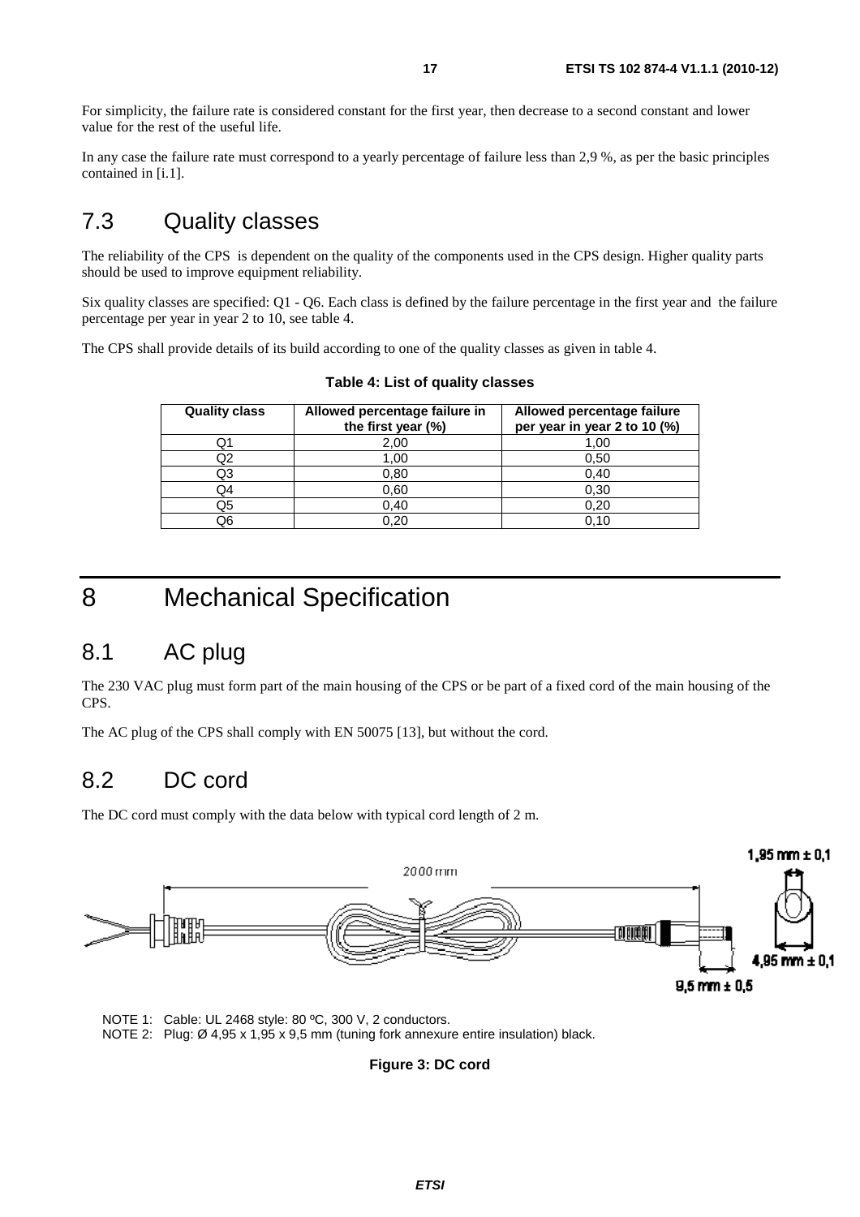For simplicity, the failure rate is considered constant for the first year, then decrease to a second constant and lower value for the rest of the useful life.

In any case the failure rate must correspond to a yearly percentage of failure less than 2,9 %, as per the basic principles contained in [i.1].

## 7.3 Quality classes

The reliability of the CPS is dependent on the quality of the components used in the CPS design. Higher quality parts should be used to improve equipment reliability.

Six quality classes are specified: Q1 - Q6. Each class is defined by the failure percentage in the first year and the failure percentage per year in year 2 to 10, see table 4.

The CPS shall provide details of its build according to one of the quality classes as given in table 4.

**Table 4: List of quality classes**

| Quality class | Allowed percentage failure in the first year (%) | Allowed percentage failure per year in year 2 to 10 (%) |
|---|---|---|
| Q1 | 2,00 | 1,00 |
| Q2 | 1,00 | 0,50 |
| Q3 | 0,80 | 0,40 |
| Q4 | 0,60 | 0,30 |
| Q5 | 0,40 | 0,20 |
| Q6 | 0,20 | 0,10 |

# 8 Mechanical Specification

## 8.1 AC plug

The 230 VAC plug must form part of the main housing of the CPS or be part of a fixed cord of the main housing of the CPS.

The AC plug of the CPS shall comply with EN 50075 [13], but without the cord.

## 8.2 DC cord

The DC cord must comply with the data below with typical cord length of 2 m.

2000 mm

1,95 mm ± 0,1

4,95 mm ± 0,1

9,5 mm ± 0,5

NOTE 1: Cable: UL 2468 style: 80 ºC, 300 V, 2 conductors.

NOTE 2: Plug: Ø 4,95 x 1,95 x 9,5 mm (tuning fork annexure entire insulation) black.

**Figure 3: DC cord**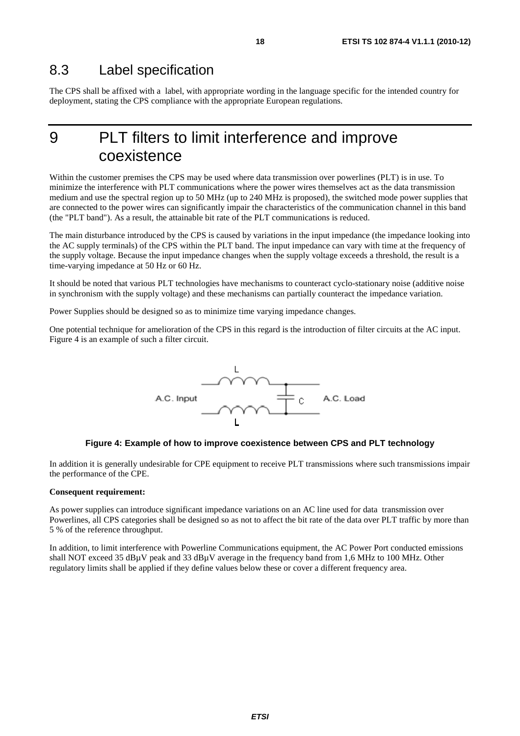## 8.3 Label specification

The CPS shall be affixed with a label, with appropriate wording in the language specific for the intended country for deployment, stating the CPS compliance with the appropriate European regulations.

# 9 PLT filters to limit interference and improve coexistence

Within the customer premises the CPS may be used where data transmission over powerlines (PLT) is in use. To minimize the interference with PLT communications where the power wires themselves act as the data transmission medium and use the spectral region up to 50 MHz (up to 240 MHz is proposed), the switched mode power supplies that are connected to the power wires can significantly impair the characteristics of the communication channel in this band (the "PLT band"). As a result, the attainable bit rate of the PLT communications is reduced.

The main disturbance introduced by the CPS is caused by variations in the input impedance (the impedance looking into the AC supply terminals) of the CPS within the PLT band. The input impedance can vary with time at the frequency of the supply voltage. Because the input impedance changes when the supply voltage exceeds a threshold, the result is a time-varying impedance at 50 Hz or 60 Hz.

It should be noted that various PLT technologies have mechanisms to counteract cyclo-stationary noise (additive noise in synchronism with the supply voltage) and these mechanisms can partially counteract the impedance variation.

Power Supplies should be designed so as to minimize time varying impedance changes.

One potential technique for amelioration of the CPS in this regard is the introduction of filter circuits at the AC input. Figure 4 is an example of such a filter circuit.

L

A.C. Input C A.C. Load

L

**Figure 4: Example of how to improve coexistence between CPS and PLT technology**

In addition it is generally undesirable for CPE equipment to receive PLT transmissions where such transmissions impair the performance of the CPE.

**Consequent requirement:**

As power supplies can introduce significant impedance variations on an AC line used for data transmission over Powerlines, all CPS categories shall be designed so as not to affect the bit rate of the data over PLT traffic by more than 5 % of the reference throughput.

In addition, to limit interference with Powerline Communications equipment, the AC Power Port conducted emissions shall NOT exceed 35 dBµV peak and 33 dBµV average in the frequency band from 1,6 MHz to 100 MHz. Other regulatory limits shall be applied if they define values below these or cover a different frequency area.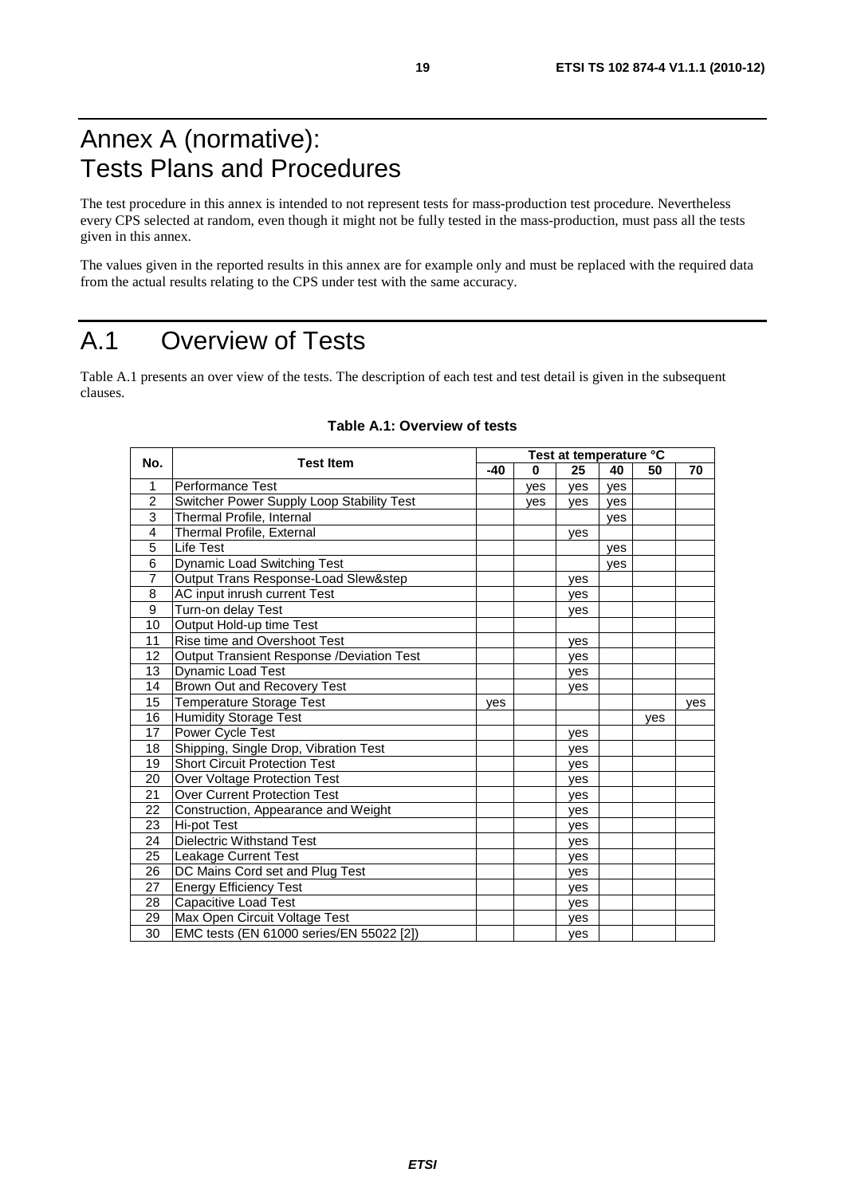# Annex A (normative): Tests Plans and Procedures

The test procedure in this annex is intended to not represent tests for mass-production test procedure. Nevertheless every CPS selected at random, even though it might not be fully tested in the mass-production, must pass all the tests given in this annex.

The values given in the reported results in this annex are for example only and must be replaced with the required data from the actual results relating to the CPS under test with the same accuracy.

# A.1 Overview of Tests

Table A.1 presents an over view of the tests. The description of each test and test detail is given in the subsequent clauses.

**Table A.1: Overview of tests**

| No. | Test Item | Test at temperature °C | | | | | |
|---|---|---|---|---|---|---|---|
| | | -40 | 0 | 25 | 40 | 50 | 70 |
| 1 | Performance Test | | yes | yes | yes | | |
| 2 | Switcher Power Supply Loop Stability Test | | yes | yes | yes | | |
| 3 | Thermal Profile, Internal | | | | yes | | |
| 4 | Thermal Profile, External | | | yes | | | |
| 5 | Life Test | | | | yes | | |
| 6 | Dynamic Load Switching Test | | | | yes | | |
| 7 | Output Trans Response-Load Slew&step | | | yes | | | |
| 8 | AC input inrush current Test | | | yes | | | |
| 9 | Turn-on delay Test | | | yes | | | |
| 10 | Output Hold-up time Test | | | | | | |
| 11 | Rise time and Overshoot Test | | | yes | | | |
| 12 | Output Transient Response /Deviation Test | | | yes | | | |
| 13 | Dynamic Load Test | | | yes | | | |
| 14 | Brown Out and Recovery Test | | | yes | | | |
| 15 | Temperature Storage Test | yes | | | | | yes |
| 16 | Humidity Storage Test | | | | | yes | |
| 17 | Power Cycle Test | | | yes | | | |
| 18 | Shipping, Single Drop, Vibration Test | | | yes | | | |
| 19 | Short Circuit Protection Test | | | yes | | | |
| 20 | Over Voltage Protection Test | | | yes | | | |
| 21 | Over Current Protection Test | | | yes | | | |
| 22 | Construction, Appearance and Weight | | | yes | | | |
| 23 | Hi-pot Test | | | yes | | | |
| 24 | Dielectric Withstand Test | | | yes | | | |
| 25 | Leakage Current Test | | | yes | | | |
| 26 | DC Mains Cord set and Plug Test | | | yes | | | |
| 27 | Energy Efficiency Test | | | yes | | | |
| 28 | Capacitive Load Test | | | yes | | | |
| 29 | Max Open Circuit Voltage Test | | | yes | | | |
| 30 | EMC tests (EN 61000 series/EN 55022 [2]) | | | yes | | | |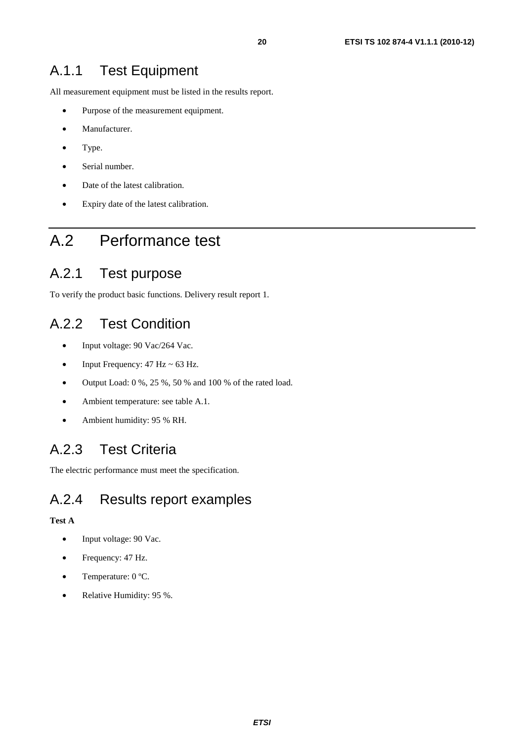### A.1.1 Test Equipment

All measurement equipment must be listed in the results report.

- Purpose of the measurement equipment.
- Manufacturer.
- Type.
- Serial number.
- Date of the latest calibration.
- Expiry date of the latest calibration.

## A.2 Performance test

### A.2.1 Test purpose

To verify the product basic functions. Delivery result report 1.

### A.2.2 Test Condition

- Input voltage: 90 Vac/264 Vac.
- Input Frequency: 47 Hz ~ 63 Hz.
- Output Load: 0 %, 25 %, 50 % and 100 % of the rated load.
- Ambient temperature: see table A.1.
- Ambient humidity: 95 % RH.

### A.2.3 Test Criteria

The electric performance must meet the specification.

### A.2.4 Results report examples

**Test A**

- Input voltage: 90 Vac.
- Frequency: 47 Hz.
- Temperature: 0 ºC.
- Relative Humidity: 95 %.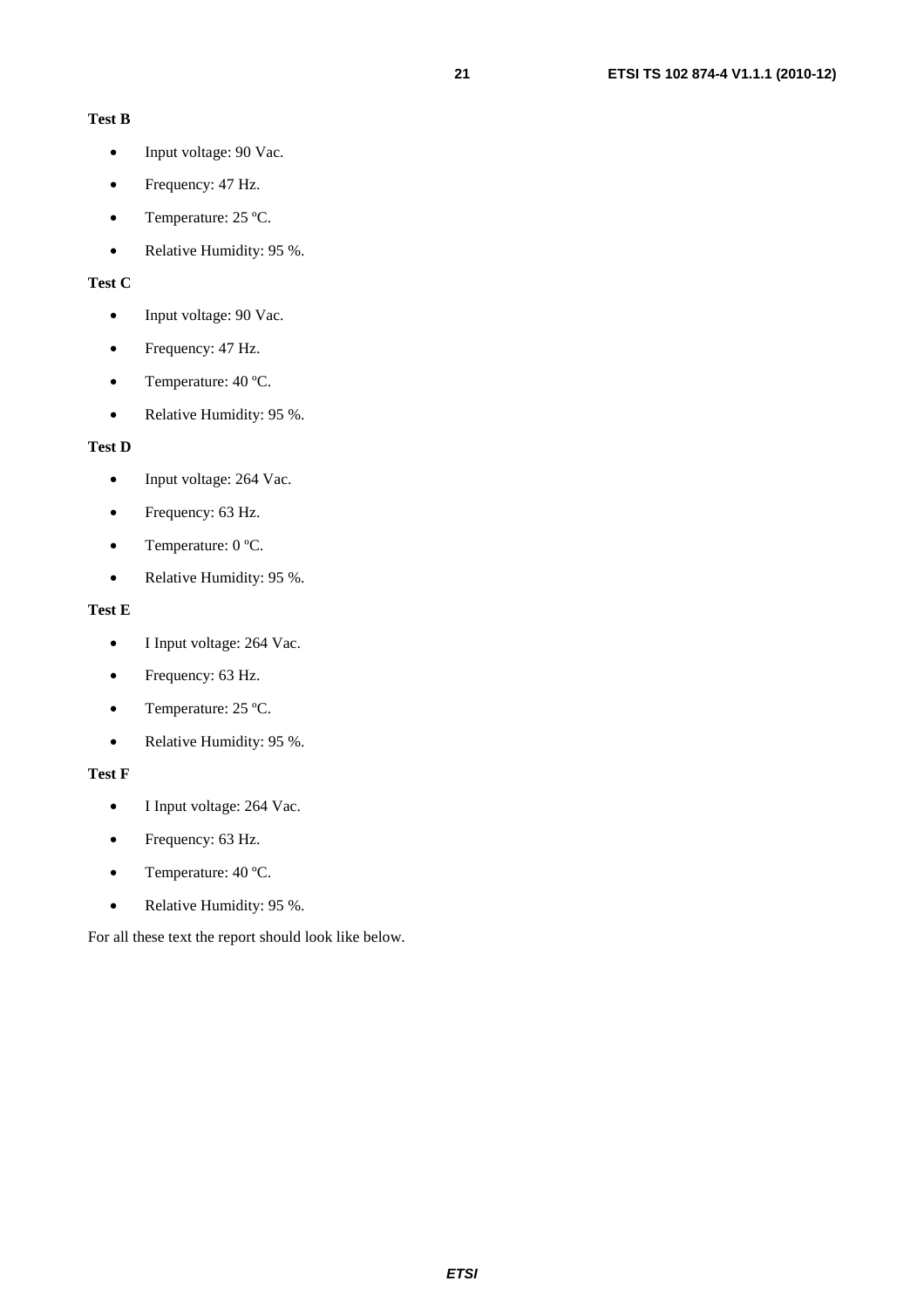**Test B**

- Input voltage: 90 Vac.
- Frequency: 47 Hz.
- Temperature: 25 ºC.
- Relative Humidity: 95 %.

**Test C**

- Input voltage: 90 Vac.
- Frequency: 47 Hz.
- Temperature: 40 ºC.
- Relative Humidity: 95 %.

**Test D**

- Input voltage: 264 Vac.
- Frequency: 63 Hz.
- Temperature: 0 ºC.
- Relative Humidity: 95 %.

**Test E**

- I Input voltage: 264 Vac.
- Frequency: 63 Hz.
- Temperature: 25 ºC.
- Relative Humidity: 95 %.

**Test F**

- I Input voltage: 264 Vac.
- Frequency: 63 Hz.
- Temperature: 40 ºC.
- Relative Humidity: 95 %.

For all these text the report should look like below.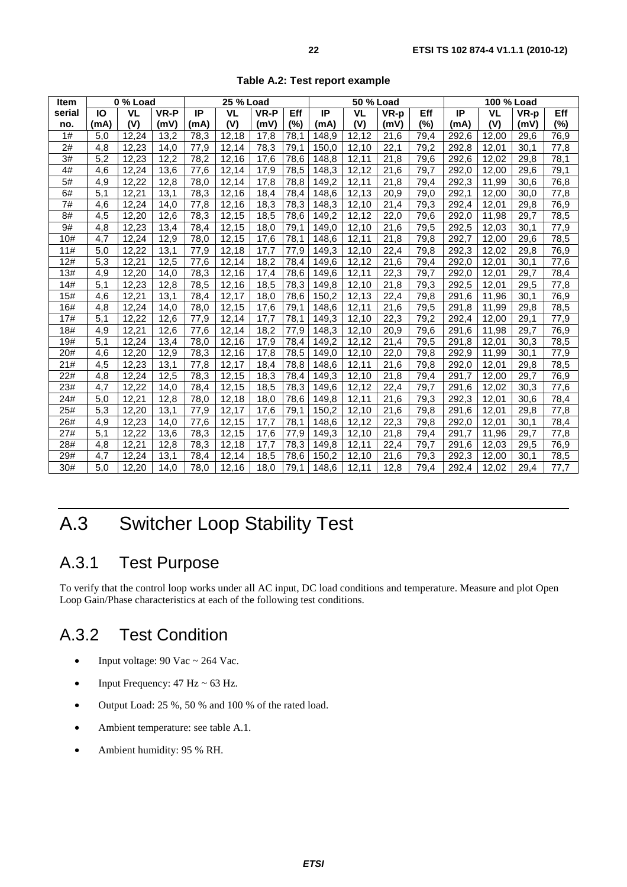**Table A.2: Test report example**

| Item serial no. | 0 % Load | | | 25 % Load | | | | 50 % Load | | | | 100 % Load | | | |
|---|---|---|---|---|---|---|---|---|---|---|---|---|---|---|---|
| | IO (mA) | VL (V) | VR-P (mV) | IP (mA) | VL (V) | VR-P (mV) | Eff (%) | IP (mA) | VL (V) | VR-p (mV) | Eff (%) | IP (mA) | VL (V) | VR-p (mV) | Eff (%) |
| 1# | 5,0 | 12,24 | 13,2 | 78,3 | 12,18 | 17,8 | 78,1 | 148,9 | 12,12 | 21,6 | 79,4 | 292,6 | 12,00 | 29,6 | 76,9 |
| 2# | 4,8 | 12,23 | 14,0 | 77,9 | 12,14 | 78,3 | 79,1 | 150,0 | 12,10 | 22,1 | 79,2 | 292,8 | 12,01 | 30,1 | 77,8 |
| 3# | 5,2 | 12,23 | 12,2 | 78,2 | 12,16 | 17,6 | 78,6 | 148,8 | 12,11 | 21,8 | 79,6 | 292,6 | 12,02 | 29,8 | 78,1 |
| 4# | 4,6 | 12,24 | 13,6 | 77,6 | 12,14 | 17,9 | 78,5 | 148,3 | 12,12 | 21,6 | 79,7 | 292,0 | 12,00 | 29,6 | 79,1 |
| 5# | 4,9 | 12,22 | 12,8 | 78,0 | 12,14 | 17,8 | 78,8 | 149,2 | 12,11 | 21,8 | 79,4 | 292,3 | 11,99 | 30,6 | 76,8 |
| 6# | 5,1 | 12,21 | 13,1 | 78,3 | 12,16 | 18,4 | 78,4 | 148,6 | 12,13 | 20,9 | 79,0 | 292,1 | 12,00 | 30,0 | 77,8 |
| 7# | 4,6 | 12,24 | 14,0 | 77,8 | 12,16 | 18,3 | 78,3 | 148,3 | 12,10 | 21,4 | 79,3 | 292,4 | 12,01 | 29,8 | 76,9 |
| 8# | 4,5 | 12,20 | 12,6 | 78,3 | 12,15 | 18,5 | 78,6 | 149,2 | 12,12 | 22,0 | 79,6 | 292,0 | 11,98 | 29,7 | 78,5 |
| 9# | 4,8 | 12,23 | 13,4 | 78,4 | 12,15 | 18,0 | 79,1 | 149,0 | 12,10 | 21,6 | 79,5 | 292,5 | 12,03 | 30,1 | 77,9 |
| 10# | 4,7 | 12,24 | 12,9 | 78,0 | 12,15 | 17,6 | 78,1 | 148,6 | 12,11 | 21,8 | 79,8 | 292,7 | 12,00 | 29,6 | 78,5 |
| 11# | 5,0 | 12,22 | 13,1 | 77,9 | 12,18 | 17,7 | 77,9 | 149,3 | 12,10 | 22,4 | 79,8 | 292,3 | 12,02 | 29,8 | 76,9 |
| 12# | 5,3 | 12,21 | 12,5 | 77,6 | 12,14 | 18,2 | 78,4 | 149,6 | 12,12 | 21,6 | 79,4 | 292,0 | 12,01 | 30,1 | 77,6 |
| 13# | 4,9 | 12,20 | 14,0 | 78,3 | 12,16 | 17,4 | 78,6 | 149,6 | 12,11 | 22,3 | 79,7 | 292,0 | 12,01 | 29,7 | 78,4 |
| 14# | 5,1 | 12,23 | 12,8 | 78,5 | 12,16 | 18,5 | 78,3 | 149,8 | 12,10 | 21,8 | 79,3 | 292,5 | 12,01 | 29,5 | 77,8 |
| 15# | 4,6 | 12,21 | 13,1 | 78,4 | 12,17 | 18,0 | 78,6 | 150,2 | 12,13 | 22,4 | 79,8 | 291,6 | 11,96 | 30,1 | 76,9 |
| 16# | 4,8 | 12,24 | 14,0 | 78,0 | 12,15 | 17,6 | 79,1 | 148,6 | 12,11 | 21,6 | 79,5 | 291,8 | 11,99 | 29,8 | 78,5 |
| 17# | 5,1 | 12,22 | 12,6 | 77,9 | 12,14 | 17,7 | 78,1 | 149,3 | 12,10 | 22,3 | 79,2 | 292,4 | 12,00 | 29,1 | 77,9 |
| 18# | 4,9 | 12,21 | 12,6 | 77,6 | 12,14 | 18,2 | 77,9 | 148,3 | 12,10 | 20,9 | 79,6 | 291,6 | 11,98 | 29,7 | 76,9 |
| 19# | 5,1 | 12,24 | 13,4 | 78,0 | 12,16 | 17,9 | 78,4 | 149,2 | 12,12 | 21,4 | 79,5 | 291,8 | 12,01 | 30,3 | 78,5 |
| 20# | 4,6 | 12,20 | 12,9 | 78,3 | 12,16 | 17,8 | 78,5 | 149,0 | 12,10 | 22,0 | 79,8 | 292,9 | 11,99 | 30,1 | 77,9 |
| 21# | 4,5 | 12,23 | 13,1 | 77,8 | 12,17 | 18,4 | 78,8 | 148,6 | 12,11 | 21,6 | 79,8 | 292,0 | 12,01 | 29,8 | 78,5 |
| 22# | 4,8 | 12,24 | 12,5 | 78,3 | 12,15 | 18,3 | 78,4 | 149,3 | 12,10 | 21,8 | 79,4 | 291,7 | 12,00 | 29,7 | 76,9 |
| 23# | 4,7 | 12,22 | 14,0 | 78,4 | 12,15 | 18,5 | 78,3 | 149,6 | 12,12 | 22,4 | 79,7 | 291,6 | 12,02 | 30,3 | 77,6 |
| 24# | 5,0 | 12,21 | 12,8 | 78,0 | 12,18 | 18,0 | 78,6 | 149,8 | 12,11 | 21,6 | 79,3 | 292,3 | 12,01 | 30,6 | 78,4 |
| 25# | 5,3 | 12,20 | 13,1 | 77,9 | 12,17 | 17,6 | 79,1 | 150,2 | 12,10 | 21,6 | 79,8 | 291,6 | 12,01 | 29,8 | 77,8 |
| 26# | 4,9 | 12,23 | 14,0 | 77,6 | 12,15 | 17,7 | 78,1 | 148,6 | 12,12 | 22,3 | 79,8 | 292,0 | 12,01 | 30,1 | 78,4 |
| 27# | 5,1 | 12,22 | 13,6 | 78,3 | 12,15 | 17,6 | 77,9 | 149,3 | 12,10 | 21,8 | 79,4 | 291,7 | 11,96 | 29,7 | 77,8 |
| 28# | 4,8 | 12,21 | 12,8 | 78,3 | 12,18 | 17,7 | 78,3 | 149,8 | 12,11 | 22,4 | 79,7 | 291,6 | 12,03 | 29,5 | 76,9 |
| 29# | 4,7 | 12,24 | 13,1 | 78,4 | 12,14 | 18,5 | 78,6 | 150,2 | 12,10 | 21,6 | 79,3 | 292,3 | 12,00 | 30,1 | 78,5 |
| 30# | 5,0 | 12,20 | 14,0 | 78,0 | 12,16 | 18,0 | 79,1 | 148,6 | 12,11 | 12,8 | 79,4 | 292,4 | 12,02 | 29,4 | 77,7 |

# A.3 Switcher Loop Stability Test

## A.3.1 Test Purpose

To verify that the control loop works under all AC input, DC load conditions and temperature. Measure and plot Open Loop Gain/Phase characteristics at each of the following test conditions.

## A.3.2 Test Condition

- Input voltage: 90 Vac ~ 264 Vac.
- Input Frequency: 47 Hz ~ 63 Hz.
- Output Load: 25 %, 50 % and 100 % of the rated load.
- Ambient temperature: see table A.1.
- Ambient humidity: 95 % RH.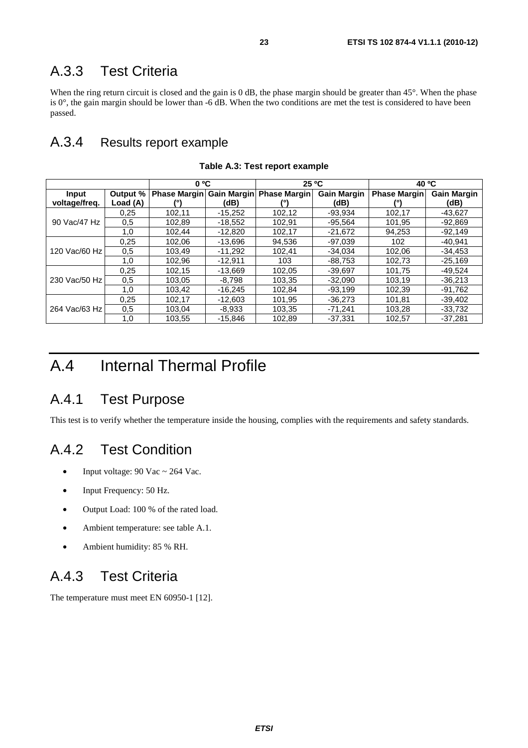## A.3.3 Test Criteria

When the ring return circuit is closed and the gain is 0 dB, the phase margin should be greater than 45°. When the phase is 0°, the gain margin should be lower than -6 dB. When the two conditions are met the test is considered to have been passed.

## A.3.4 Results report example

**Table A.3: Test report example**

| | | 0 °C | | 25 °C | | 40 °C | |
|---|---|---|---|---|---|---|---|
| **Input voltage/freq.** | **Output % Load (A)** | **Phase Margin (°)** | **Gain Margin (dB)** | **Phase Margin (°)** | **Gain Margin (dB)** | **Phase Margin (°)** | **Gain Margin (dB)** |
| 90 Vac/47 Hz | 0,25 | 102,11 | -15,252 | 102,12 | -93,934 | 102,17 | -43,627 |
| | 0,5 | 102,89 | -18,552 | 102,91 | -95,564 | 101,95 | -92,869 |
| | 1,0 | 102,44 | -12,820 | 102,17 | -21,672 | 94,253 | -92,149 |
| 120 Vac/60 Hz | 0,25 | 102,06 | -13,696 | 94,536 | -97,039 | 102 | -40,941 |
| | 0,5 | 103,49 | -11,292 | 102,41 | -34,034 | 102,06 | -34,453 |
| | 1,0 | 102,96 | -12,911 | 103 | -88,753 | 102,73 | -25,169 |
| 230 Vac/50 Hz | 0,25 | 102,15 | -13,669 | 102,05 | -39,697 | 101,75 | -49,524 |
| | 0,5 | 103,05 | -8,798 | 103,35 | -32,090 | 103,19 | -36,213 |
| | 1,0 | 103,42 | -16,245 | 102,84 | -93,199 | 102,39 | -91,762 |
| 264 Vac/63 Hz | 0,25 | 102,17 | -12,603 | 101,95 | -36,273 | 101,81 | -39,402 |
| | 0,5 | 103,04 | -8,933 | 103,35 | -71,241 | 103,28 | -33,732 |
| | 1,0 | 103,55 | -15,846 | 102,89 | -37,331 | 102,57 | -37,281 |

# A.4 Internal Thermal Profile

## A.4.1 Test Purpose

This test is to verify whether the temperature inside the housing, complies with the requirements and safety standards.

## A.4.2 Test Condition

- Input voltage: 90 Vac ~ 264 Vac.
- Input Frequency: 50 Hz.
- Output Load: 100 % of the rated load.
- Ambient temperature: see table A.1.
- Ambient humidity: 85 % RH.

## A.4.3 Test Criteria

The temperature must meet EN 60950-1 [12].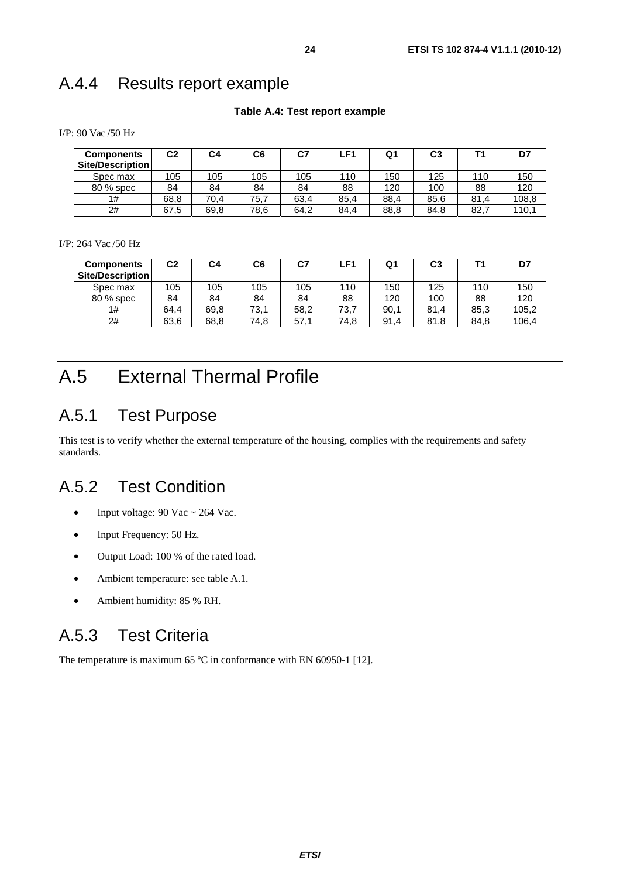## A.4.4 Results report example

**Table A.4: Test report example**

I/P: 90 Vac /50 Hz

| Components Site/Description | C2 | C4 | C6 | C7 | LF1 | Q1 | C3 | T1 | D7 |
|---|---|---|---|---|---|---|---|---|---|
| Spec max | 105 | 105 | 105 | 105 | 110 | 150 | 125 | 110 | 150 |
| 80 % spec | 84 | 84 | 84 | 84 | 88 | 120 | 100 | 88 | 120 |
| 1# | 68,8 | 70,4 | 75,7 | 63,4 | 85,4 | 88,4 | 85,6 | 81,4 | 108,8 |
| 2# | 67,5 | 69,8 | 78,6 | 64,2 | 84,4 | 88,8 | 84,8 | 82,7 | 110,1 |

I/P: 264 Vac /50 Hz

| Components Site/Description | C2 | C4 | C6 | C7 | LF1 | Q1 | C3 | T1 | D7 |
|---|---|---|---|---|---|---|---|---|---|
| Spec max | 105 | 105 | 105 | 105 | 110 | 150 | 125 | 110 | 150 |
| 80 % spec | 84 | 84 | 84 | 84 | 88 | 120 | 100 | 88 | 120 |
| 1# | 64,4 | 69,8 | 73,1 | 58,2 | 73,7 | 90,1 | 81,4 | 85,3 | 105,2 |
| 2# | 63,6 | 68,8 | 74,8 | 57,1 | 74,8 | 91,4 | 81,8 | 84,8 | 106,4 |

# A.5 External Thermal Profile

## A.5.1 Test Purpose

This test is to verify whether the external temperature of the housing, complies with the requirements and safety standards.

## A.5.2 Test Condition

- Input voltage: 90 Vac ~ 264 Vac.
- Input Frequency: 50 Hz.
- Output Load: 100 % of the rated load.
- Ambient temperature: see table A.1.
- Ambient humidity: 85 % RH.

## A.5.3 Test Criteria

The temperature is maximum 65 ºC in conformance with EN 60950-1 [12].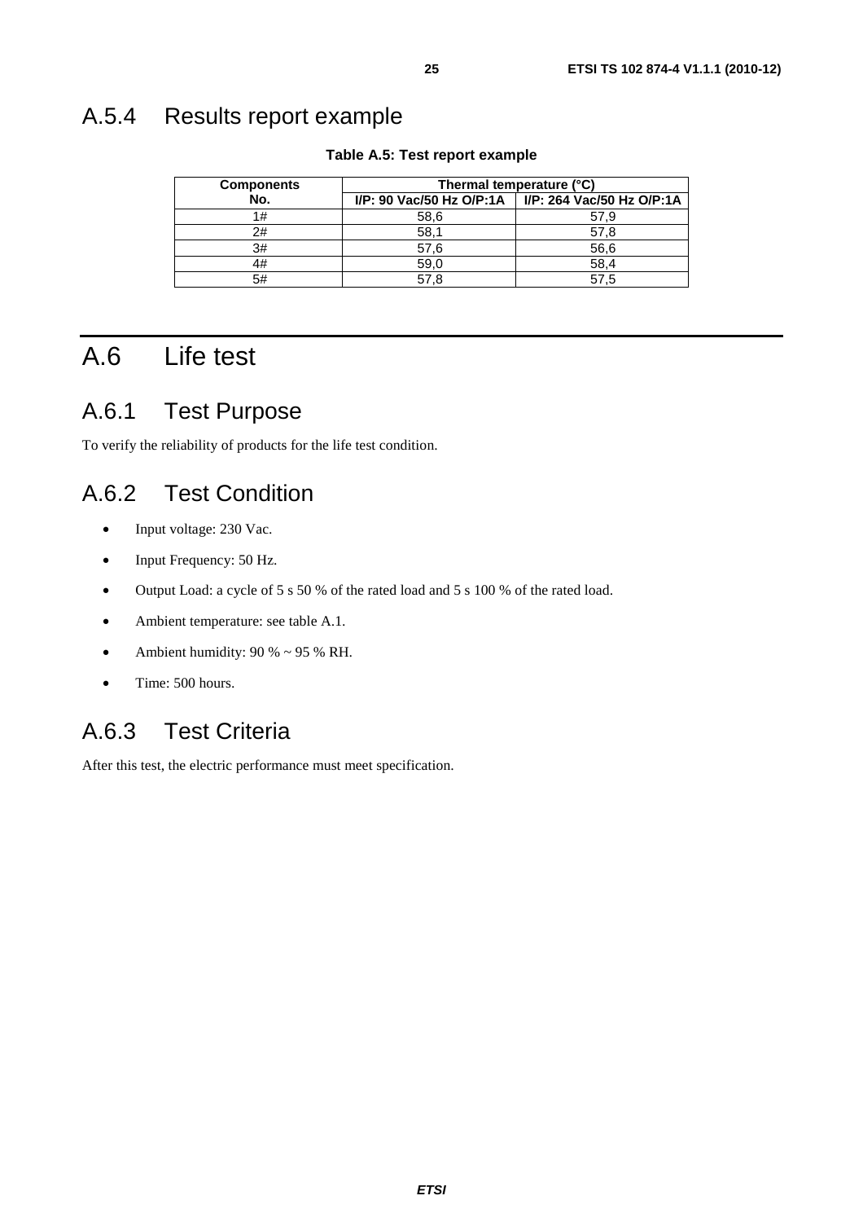## A.5.4 Results report example

**Table A.5: Test report example**

| Components No. | Thermal temperature (°C) | |
|---|---|---|
| | I/P: 90 Vac/50 Hz O/P:1A | I/P: 264 Vac/50 Hz O/P:1A |
| 1# | 58,6 | 57,9 |
| 2# | 58,1 | 57,8 |
| 3# | 57,6 | 56,6 |
| 4# | 59,0 | 58,4 |
| 5# | 57,8 | 57,5 |

# A.6 Life test

## A.6.1 Test Purpose

To verify the reliability of products for the life test condition.

## A.6.2 Test Condition

- Input voltage: 230 Vac.
- Input Frequency: 50 Hz.
- Output Load: a cycle of 5 s 50 % of the rated load and 5 s 100 % of the rated load.
- Ambient temperature: see table A.1.
- Ambient humidity: 90 % ~ 95 % RH.
- Time: 500 hours.

## A.6.3 Test Criteria

After this test, the electric performance must meet specification.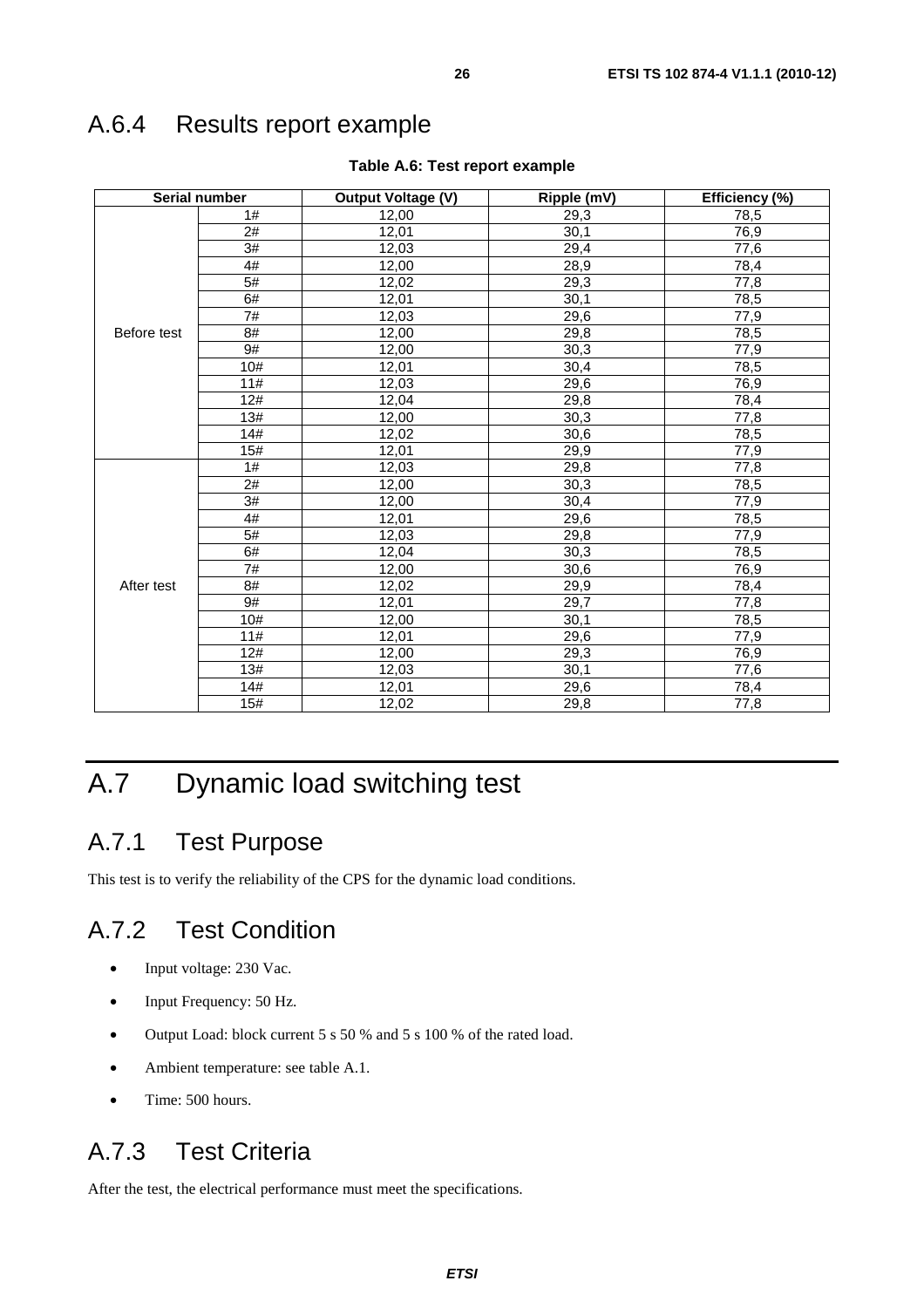## A.6.4 Results report example

**Table A.6: Test report example**

| Serial number | | Output Voltage (V) | Ripple (mV) | Efficiency (%) |
|---|---|---|---|---|
| Before test | 1# | 12,00 | 29,3 | 78,5 |
| | 2# | 12,01 | 30,1 | 76,9 |
| | 3# | 12,03 | 29,4 | 77,6 |
| | 4# | 12,00 | 28,9 | 78,4 |
| | 5# | 12,02 | 29,3 | 77,8 |
| | 6# | 12,01 | 30,1 | 78,5 |
| | 7# | 12,03 | 29,6 | 77,9 |
| | 8# | 12,00 | 29,8 | 78,5 |
| | 9# | 12,00 | 30,3 | 77,9 |
| | 10# | 12,01 | 30,4 | 78,5 |
| | 11# | 12,03 | 29,6 | 76,9 |
| | 12# | 12,04 | 29,8 | 78,4 |
| | 13# | 12,00 | 30,3 | 77,8 |
| | 14# | 12,02 | 30,6 | 78,5 |
| | 15# | 12,01 | 29,9 | 77,9 |
| After test | 1# | 12,03 | 29,8 | 77,8 |
| | 2# | 12,00 | 30,3 | 78,5 |
| | 3# | 12,00 | 30,4 | 77,9 |
| | 4# | 12,01 | 29,6 | 78,5 |
| | 5# | 12,03 | 29,8 | 77,9 |
| | 6# | 12,04 | 30,3 | 78,5 |
| | 7# | 12,00 | 30,6 | 76,9 |
| | 8# | 12,02 | 29,9 | 78,4 |
| | 9# | 12,01 | 29,7 | 77,8 |
| | 10# | 12,00 | 30,1 | 78,5 |
| | 11# | 12,01 | 29,6 | 77,9 |
| | 12# | 12,00 | 29,3 | 76,9 |
| | 13# | 12,03 | 30,1 | 77,6 |
| | 14# | 12,01 | 29,6 | 78,4 |
| | 15# | 12,02 | 29,8 | 77,8 |

# A.7 Dynamic load switching test

## A.7.1 Test Purpose

This test is to verify the reliability of the CPS for the dynamic load conditions.

## A.7.2 Test Condition

- Input voltage: 230 Vac.
- Input Frequency: 50 Hz.
- Output Load: block current 5 s 50 % and 5 s 100 % of the rated load.
- Ambient temperature: see table A.1.
- Time: 500 hours.

## A.7.3 Test Criteria

After the test, the electrical performance must meet the specifications.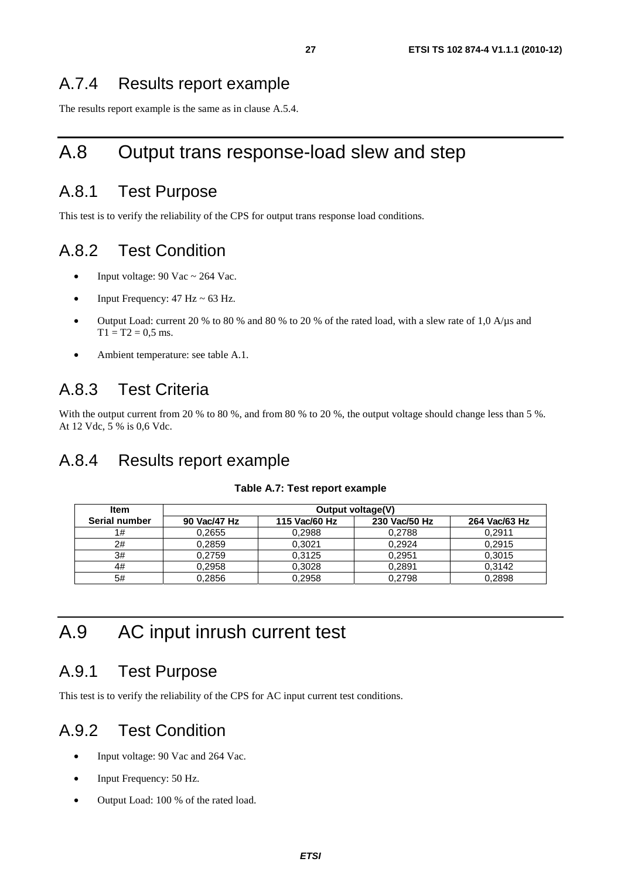## A.7.4 Results report example

The results report example is the same as in clause A.5.4.

# A.8 Output trans response-load slew and step

## A.8.1 Test Purpose

This test is to verify the reliability of the CPS for output trans response load conditions.

## A.8.2 Test Condition

- Input voltage: 90 Vac ~ 264 Vac.
- Input Frequency: 47 Hz ~ 63 Hz.
- Output Load: current 20 % to 80 % and 80 % to 20 % of the rated load, with a slew rate of 1,0 A/μs and T1 = T2 = 0,5 ms.
- Ambient temperature: see table A.1.

## A.8.3 Test Criteria

With the output current from 20 % to 80 %, and from 80 % to 20 %, the output voltage should change less than 5 %. At 12 Vdc, 5 % is 0,6 Vdc.

## A.8.4 Results report example

**Table A.7: Test report example**

| Item | Output voltage(V) | | | |
|---|---|---|---|---|
| Serial number | 90 Vac/47 Hz | 115 Vac/60 Hz | 230 Vac/50 Hz | 264 Vac/63 Hz |
| 1# | 0,2655 | 0,2988 | 0,2788 | 0,2911 |
| 2# | 0,2859 | 0,3021 | 0,2924 | 0,2915 |
| 3# | 0,2759 | 0,3125 | 0,2951 | 0,3015 |
| 4# | 0,2958 | 0,3028 | 0,2891 | 0,3142 |
| 5# | 0,2856 | 0,2958 | 0,2798 | 0,2898 |

# A.9 AC input inrush current test

## A.9.1 Test Purpose

This test is to verify the reliability of the CPS for AC input current test conditions.

## A.9.2 Test Condition

- Input voltage: 90 Vac and 264 Vac.
- Input Frequency: 50 Hz.
- Output Load: 100 % of the rated load.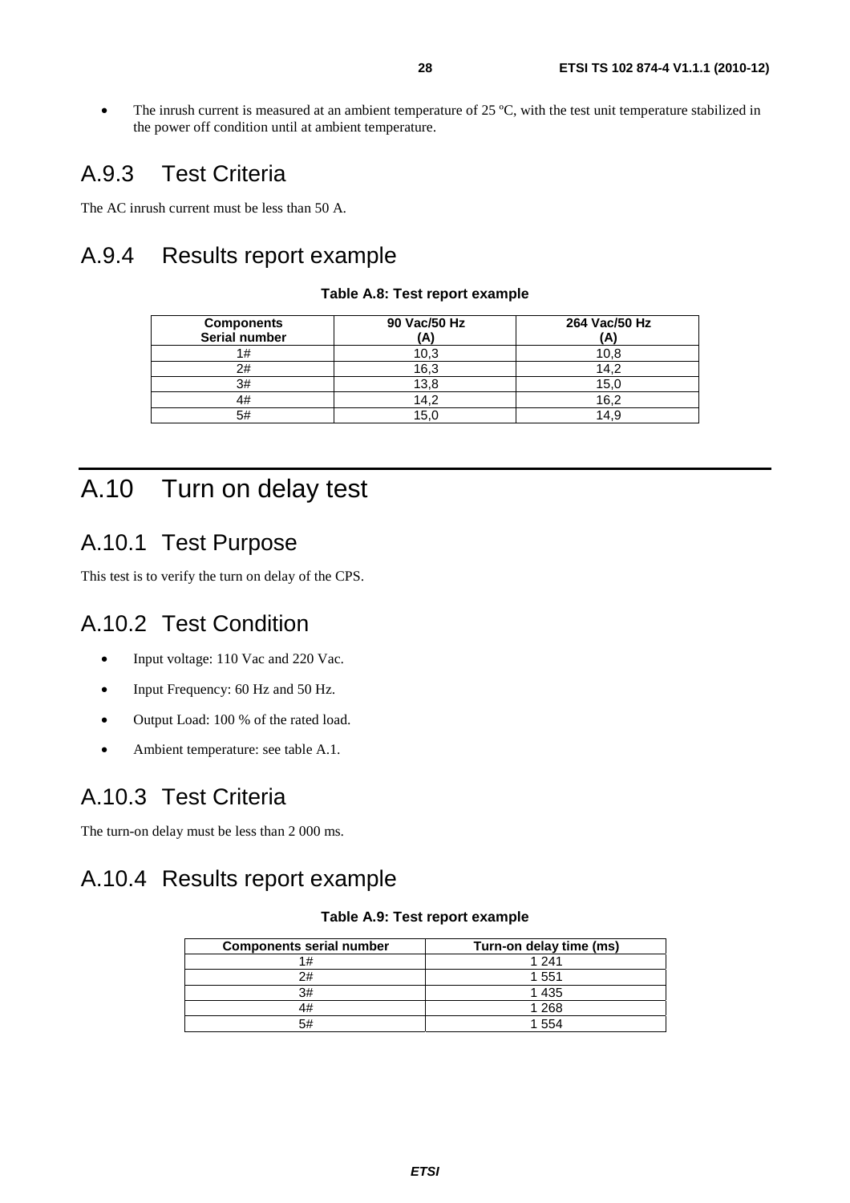- The inrush current is measured at an ambient temperature of 25 ºC, with the test unit temperature stabilized in the power off condition until at ambient temperature.

## A.9.3 Test Criteria

The AC inrush current must be less than 50 A.

## A.9.4 Results report example

**Table A.8: Test report example**

| Components Serial number | 90 Vac/50 Hz (A) | 264 Vac/50 Hz (A) |
|---|---|---|
| 1# | 10,3 | 10,8 |
| 2# | 16,3 | 14,2 |
| 3# | 13,8 | 15,0 |
| 4# | 14,2 | 16,2 |
| 5# | 15,0 | 14,9 |

# A.10 Turn on delay test

## A.10.1 Test Purpose

This test is to verify the turn on delay of the CPS.

## A.10.2 Test Condition

- Input voltage: 110 Vac and 220 Vac.
- Input Frequency: 60 Hz and 50 Hz.
- Output Load: 100 % of the rated load.
- Ambient temperature: see table A.1.

## A.10.3 Test Criteria

The turn-on delay must be less than 2 000 ms.

## A.10.4 Results report example

**Table A.9: Test report example**

| Components serial number | Turn-on delay time (ms) |
|---|---|
| 1# | 1 241 |
| 2# | 1 551 |
| 3# | 1 435 |
| 4# | 1 268 |
| 5# | 1 554 |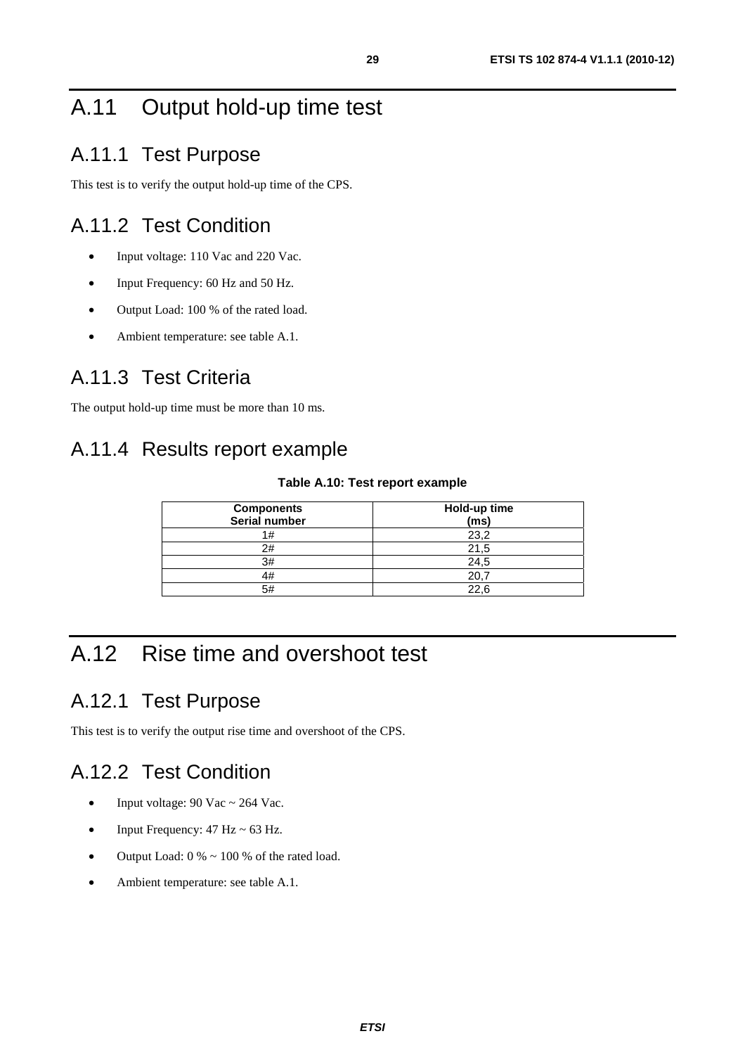# A.11 Output hold-up time test

## A.11.1 Test Purpose

This test is to verify the output hold-up time of the CPS.

## A.11.2 Test Condition

- Input voltage: 110 Vac and 220 Vac.
- Input Frequency: 60 Hz and 50 Hz.
- Output Load: 100 % of the rated load.
- Ambient temperature: see table A.1.

## A.11.3 Test Criteria

The output hold-up time must be more than 10 ms.

## A.11.4 Results report example

**Table A.10: Test report example**

| Components Serial number | Hold-up time (ms) |
|---|---|
| 1# | 23,2 |
| 2# | 21,5 |
| 3# | 24,5 |
| 4# | 20,7 |
| 5# | 22,6 |

# A.12 Rise time and overshoot test

## A.12.1 Test Purpose

This test is to verify the output rise time and overshoot of the CPS.

## A.12.2 Test Condition

- Input voltage: 90 Vac ~ 264 Vac.
- Input Frequency: 47 Hz ~ 63 Hz.
- Output Load: 0 % ~ 100 % of the rated load.
- Ambient temperature: see table A.1.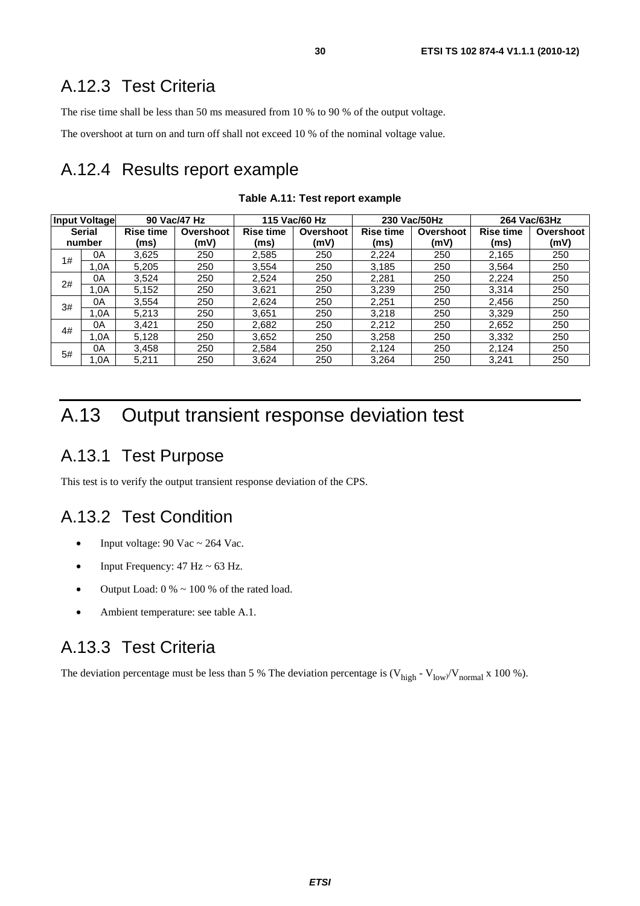## A.12.3 Test Criteria

The rise time shall be less than 50 ms measured from 10 % to 90 % of the output voltage.

The overshoot at turn on and turn off shall not exceed 10 % of the nominal voltage value.

## A.12.4 Results report example

**Table A.11: Test report example**

| Input Voltage | | 90 Vac/47 Hz | | 115 Vac/60 Hz | | 230 Vac/50Hz | | 264 Vac/63Hz | |
|---|---|---|---|---|---|---|---|---|---|
| Serial number | | Rise time (ms) | Overshoot (mV) | Rise time (ms) | Overshoot (mV) | Rise time (ms) | Overshoot (mV) | Rise time (ms) | Overshoot (mV) |
| 1# | 0A | 3,625 | 250 | 2,585 | 250 | 2,224 | 250 | 2,165 | 250 |
| | 1,0A | 5,205 | 250 | 3,554 | 250 | 3,185 | 250 | 3,564 | 250 |
| 2# | 0A | 3,524 | 250 | 2,524 | 250 | 2,281 | 250 | 2,224 | 250 |
| | 1,0A | 5,152 | 250 | 3,621 | 250 | 3,239 | 250 | 3,314 | 250 |
| 3# | 0A | 3,554 | 250 | 2,624 | 250 | 2,251 | 250 | 2,456 | 250 |
| | 1,0A | 5,213 | 250 | 3,651 | 250 | 3,218 | 250 | 3,329 | 250 |
| 4# | 0A | 3,421 | 250 | 2,682 | 250 | 2,212 | 250 | 2,652 | 250 |
| | 1,0A | 5,128 | 250 | 3,652 | 250 | 3,258 | 250 | 3,332 | 250 |
| 5# | 0A | 3,458 | 250 | 2,584 | 250 | 2,124 | 250 | 2,124 | 250 |
| | 1,0A | 5,211 | 250 | 3,624 | 250 | 3,264 | 250 | 3,241 | 250 |

# A.13 Output transient response deviation test

## A.13.1 Test Purpose

This test is to verify the output transient response deviation of the CPS.

## A.13.2 Test Condition

- Input voltage: 90 Vac ~ 264 Vac.
- Input Frequency: 47 Hz ~ 63 Hz.
- Output Load: 0 % ~ 100 % of the rated load.
- Ambient temperature: see table A.1.

## A.13.3 Test Criteria

The deviation percentage must be less than 5 % The deviation percentage is ($V_{high}$ - $V_{low}$)/$V_{normal}$ x 100 %).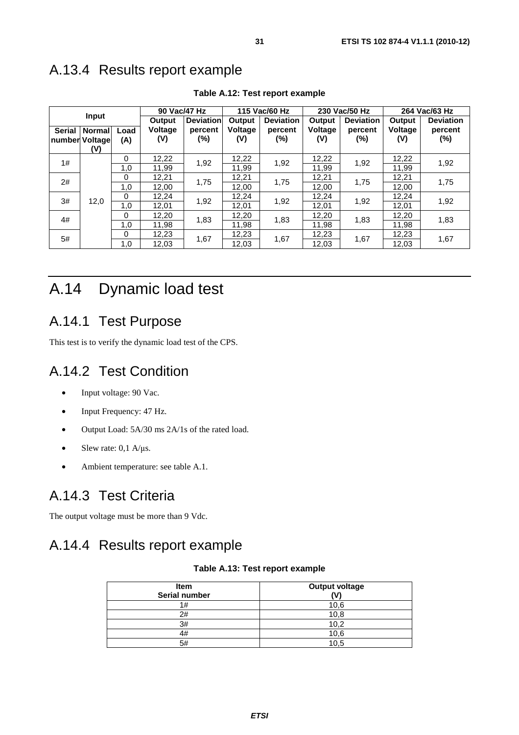## A.13.4 Results report example

**Table A.12: Test report example**

| Input | | | 90 Vac/47 Hz | | 115 Vac/60 Hz | | 230 Vac/50 Hz | | 264 Vac/63 Hz | |
|---|---|---|---|---|---|---|---|---|---|---|
| Serial number | Normal Voltage (V) | Load (A) | Output Voltage (V) | Deviation percent (%) | Output Voltage (V) | Deviation percent (%) | Output Voltage (V) | Deviation percent (%) | Output Voltage (V) | Deviation percent (%) |
| 1# | 12,0 | 0 | 12,22 | 1,92 | 12,22 | 1,92 | 12,22 | 1,92 | 12,22 | 1,92 |
| | | 1,0 | 11,99 | | 11,99 | | 11,99 | | 11,99 | |
| 2# | | 0 | 12,21 | 1,75 | 12,21 | 1,75 | 12,21 | 1,75 | 12,21 | 1,75 |
| | | 1,0 | 12,00 | | 12,00 | | 12,00 | | 12,00 | |
| 3# | | 0 | 12,24 | 1,92 | 12,24 | 1,92 | 12,24 | 1,92 | 12,24 | 1,92 |
| | | 1,0 | 12,01 | | 12,01 | | 12,01 | | 12,01 | |
| 4# | | 0 | 12,20 | 1,83 | 12,20 | 1,83 | 12,20 | 1,83 | 12,20 | 1,83 |
| | | 1,0 | 11,98 | | 11,98 | | 11,98 | | 11,98 | |
| 5# | | 0 | 12,23 | 1,67 | 12,23 | 1,67 | 12,23 | 1,67 | 12,23 | 1,67 |
| | | 1,0 | 12,03 | | 12,03 | | 12,03 | | 12,03 | |

# A.14 Dynamic load test

## A.14.1 Test Purpose

This test is to verify the dynamic load test of the CPS.

## A.14.2 Test Condition

- Input voltage: 90 Vac.
- Input Frequency: 47 Hz.
- Output Load: 5A/30 ms 2A/1s of the rated load.
- Slew rate: 0,1 A/μs.
- Ambient temperature: see table A.1.

## A.14.3 Test Criteria

The output voltage must be more than 9 Vdc.

## A.14.4 Results report example

**Table A.13: Test report example**

| Item Serial number | Output voltage (V) |
|---|---|
| 1# | 10,6 |
| 2# | 10,8 |
| 3# | 10,2 |
| 4# | 10,6 |
| 5# | 10,5 |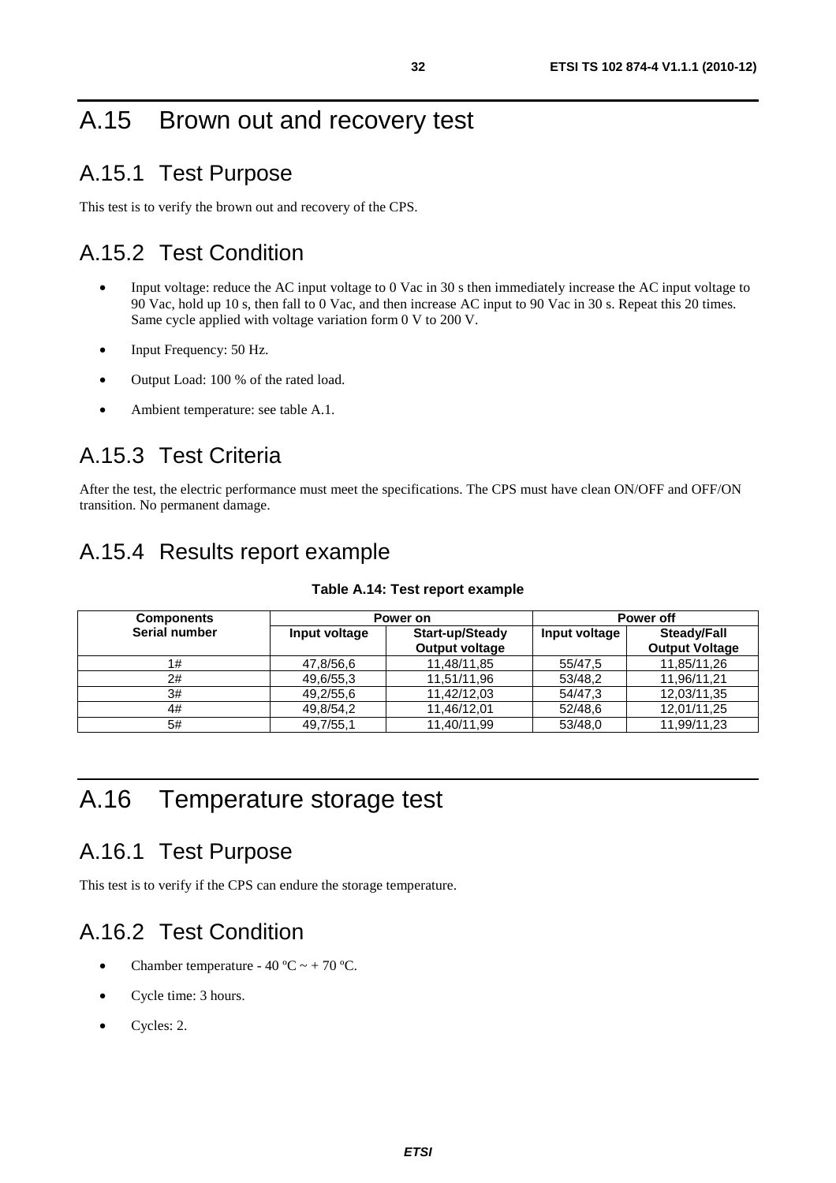# A.15 Brown out and recovery test

## A.15.1 Test Purpose

This test is to verify the brown out and recovery of the CPS.

## A.15.2 Test Condition

- Input voltage: reduce the AC input voltage to 0 Vac in 30 s then immediately increase the AC input voltage to 90 Vac, hold up 10 s, then fall to 0 Vac, and then increase AC input to 90 Vac in 30 s. Repeat this 20 times. Same cycle applied with voltage variation form 0 V to 200 V.
- Input Frequency: 50 Hz.
- Output Load: 100 % of the rated load.
- Ambient temperature: see table A.1.

## A.15.3 Test Criteria

After the test, the electric performance must meet the specifications. The CPS must have clean ON/OFF and OFF/ON transition. No permanent damage.

## A.15.4 Results report example

**Table A.14: Test report example**

| Components Serial number | Power on | | Power off | |
|---|---|---|---|---|
| | Input voltage | Start-up/Steady Output voltage | Input voltage | Steady/Fall Output Voltage |
| 1# | 47,8/56,6 | 11,48/11,85 | 55/47,5 | 11,85/11,26 |
| 2# | 49,6/55,3 | 11,51/11,96 | 53/48,2 | 11,96/11,21 |
| 3# | 49,2/55,6 | 11,42/12,03 | 54/47,3 | 12,03/11,35 |
| 4# | 49,8/54,2 | 11,46/12,01 | 52/48,6 | 12,01/11,25 |
| 5# | 49,7/55,1 | 11,40/11,99 | 53/48,0 | 11,99/11,23 |

# A.16 Temperature storage test

## A.16.1 Test Purpose

This test is to verify if the CPS can endure the storage temperature.

## A.16.2 Test Condition

- Chamber temperature - 40 ºC ~ + 70 ºC.
- Cycle time: 3 hours.
- Cycles: 2.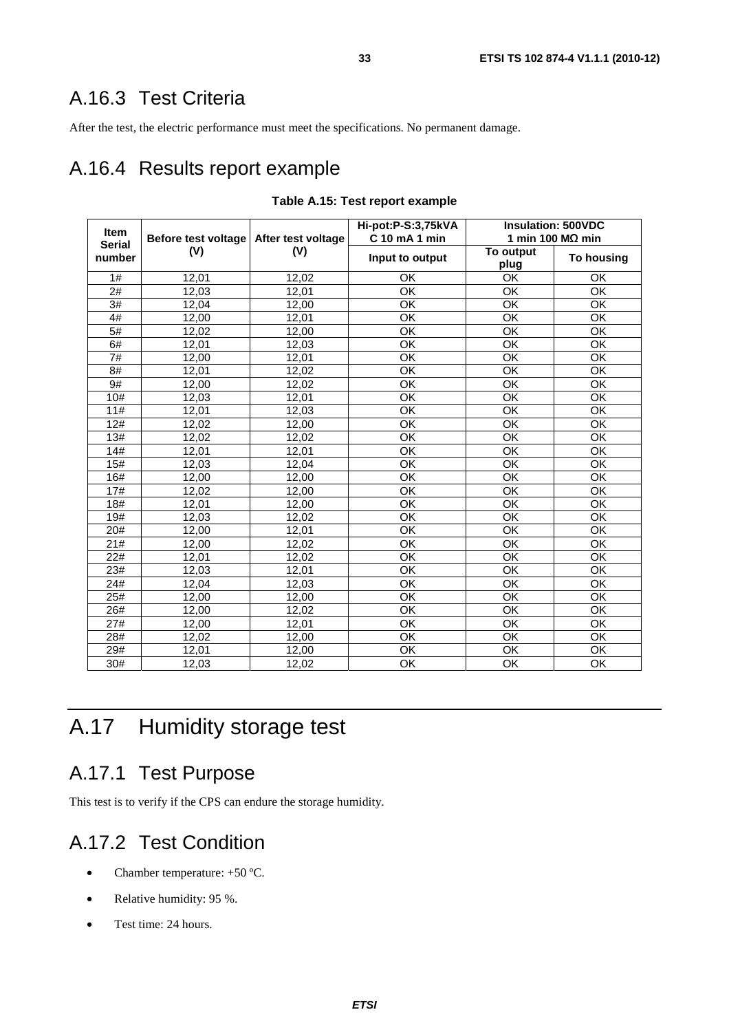## A.16.3 Test Criteria

After the test, the electric performance must meet the specifications. No permanent damage.

## A.16.4 Results report example

**Table A.15: Test report example**

| Item Serial number | Before test voltage (V) | After test voltage (V) | Hi-pot:P-S:3,75kVA C 10 mA 1 min | Insulation: 500VDC 1 min 100 MΩ min | |
|---|---|---|---|---|---|
| | | | Input to output | To output plug | To housing |
| 1# | 12,01 | 12,02 | OK | OK | OK |
| 2# | 12,03 | 12,01 | OK | OK | OK |
| 3# | 12,04 | 12,00 | OK | OK | OK |
| 4# | 12,00 | 12,01 | OK | OK | OK |
| 5# | 12,02 | 12,00 | OK | OK | OK |
| 6# | 12,01 | 12,03 | OK | OK | OK |
| 7# | 12,00 | 12,01 | OK | OK | OK |
| 8# | 12,01 | 12,02 | OK | OK | OK |
| 9# | 12,00 | 12,02 | OK | OK | OK |
| 10# | 12,03 | 12,01 | OK | OK | OK |
| 11# | 12,01 | 12,03 | OK | OK | OK |
| 12# | 12,02 | 12,00 | OK | OK | OK |
| 13# | 12,02 | 12,02 | OK | OK | OK |
| 14# | 12,01 | 12,01 | OK | OK | OK |
| 15# | 12,03 | 12,04 | OK | OK | OK |
| 16# | 12,00 | 12,00 | OK | OK | OK |
| 17# | 12,02 | 12,00 | OK | OK | OK |
| 18# | 12,01 | 12,00 | OK | OK | OK |
| 19# | 12,03 | 12,02 | OK | OK | OK |
| 20# | 12,00 | 12,01 | OK | OK | OK |
| 21# | 12,00 | 12,02 | OK | OK | OK |
| 22# | 12,01 | 12,02 | OK | OK | OK |
| 23# | 12,03 | 12,01 | OK | OK | OK |
| 24# | 12,04 | 12,03 | OK | OK | OK |
| 25# | 12,00 | 12,00 | OK | OK | OK |
| 26# | 12,00 | 12,02 | OK | OK | OK |
| 27# | 12,00 | 12,01 | OK | OK | OK |
| 28# | 12,02 | 12,00 | OK | OK | OK |
| 29# | 12,01 | 12,00 | OK | OK | OK |
| 30# | 12,03 | 12,02 | OK | OK | OK |

# A.17 Humidity storage test

## A.17.1 Test Purpose

This test is to verify if the CPS can endure the storage humidity.

## A.17.2 Test Condition

- Chamber temperature: +50 ºC.
- Relative humidity: 95 %.
- Test time: 24 hours.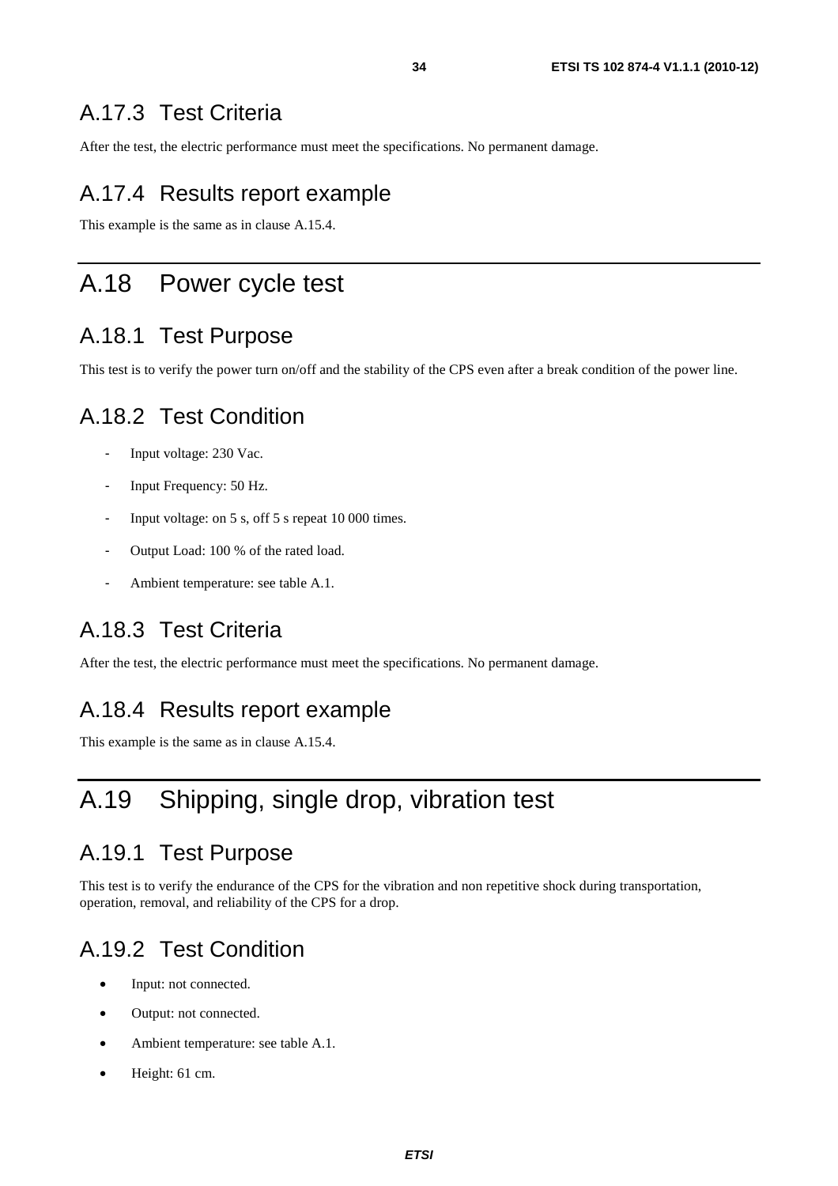### A.17.3 Test Criteria

After the test, the electric performance must meet the specifications. No permanent damage.

### A.17.4 Results report example

This example is the same as in clause A.15.4.

## A.18 Power cycle test

### A.18.1 Test Purpose

This test is to verify the power turn on/off and the stability of the CPS even after a break condition of the power line.

### A.18.2 Test Condition

- Input voltage: 230 Vac.
- Input Frequency: 50 Hz.
- Input voltage: on 5 s, off 5 s repeat 10 000 times.
- Output Load: 100 % of the rated load.
- Ambient temperature: see table A.1.

### A.18.3 Test Criteria

After the test, the electric performance must meet the specifications. No permanent damage.

### A.18.4 Results report example

This example is the same as in clause A.15.4.

## A.19 Shipping, single drop, vibration test

### A.19.1 Test Purpose

This test is to verify the endurance of the CPS for the vibration and non repetitive shock during transportation, operation, removal, and reliability of the CPS for a drop.

### A.19.2 Test Condition

- Input: not connected.
- Output: not connected.
- Ambient temperature: see table A.1.
- Height: 61 cm.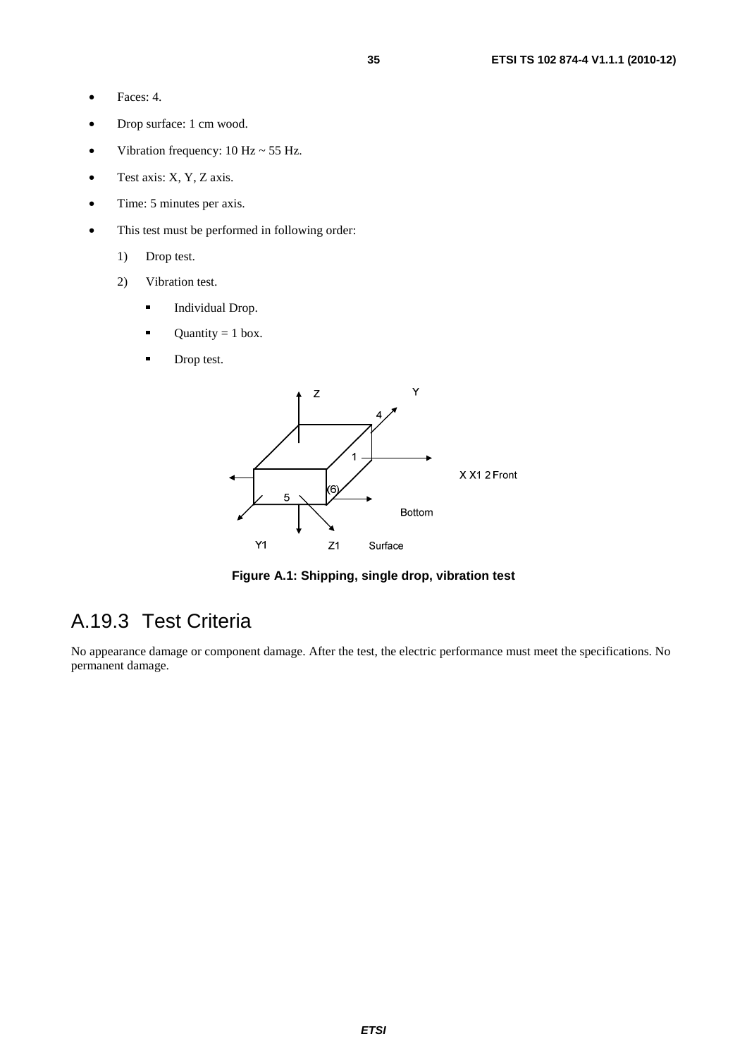- Faces: 4.
- Drop surface: 1 cm wood.
- Vibration frequency: 10 Hz ~ 55 Hz.
- Test axis: X, Y, Z axis.
- Time: 5 minutes per axis.
- This test must be performed in following order:
    1) Drop test.
    2) Vibration test.
        - Individual Drop.
        - Quantity = 1 box.
        - Drop test.

**Figure A.1: Shipping, single drop, vibration test**

## A.19.3 Test Criteria

No appearance damage or component damage. After the test, the electric performance must meet the specifications. No permanent damage.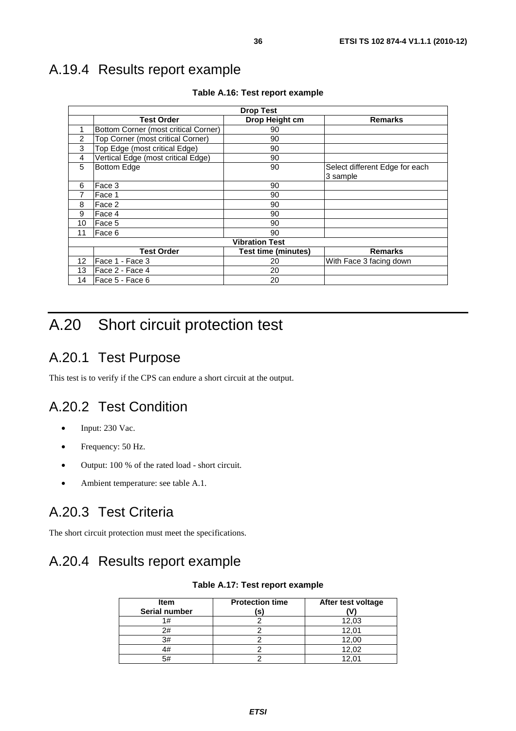## A.19.4 Results report example

**Table A.16: Test report example**

| Drop Test | | | |
|---|---|---|---|
| | **Test Order** | **Drop Height cm** | **Remarks** |
| 1 | Bottom Corner (most critical Corner) | 90 | |
| 2 | Top Corner (most critical Corner) | 90 | |
| 3 | Top Edge (most critical Edge) | 90 | |
| 4 | Vertical Edge (most critical Edge) | 90 | |
| 5 | Bottom Edge | 90 | Select different Edge for each 3 sample |
| 6 | Face 3 | 90 | |
| 7 | Face 1 | 90 | |
| 8 | Face 2 | 90 | |
| 9 | Face 4 | 90 | |
| 10 | Face 5 | 90 | |
| 11 | Face 6 | 90 | |
| **Vibration Test** | | | |
| | **Test Order** | **Test time (minutes)** | **Remarks** |
| 12 | Face 1 - Face 3 | 20 | With Face 3 facing down |
| 13 | Face 2 - Face 4 | 20 | |
| 14 | Face 5 - Face 6 | 20 | |

# A.20 Short circuit protection test

## A.20.1 Test Purpose

This test is to verify if the CPS can endure a short circuit at the output.

## A.20.2 Test Condition

- Input: 230 Vac.
- Frequency: 50 Hz.
- Output: 100 % of the rated load - short circuit.
- Ambient temperature: see table A.1.

## A.20.3 Test Criteria

The short circuit protection must meet the specifications.

## A.20.4 Results report example

**Table A.17: Test report example**

| Item Serial number | Protection time (s) | After test voltage (V) |
|---|---|---|
| 1# | 2 | 12,03 |
| 2# | 2 | 12,01 |
| 3# | 2 | 12,00 |
| 4# | 2 | 12,02 |
| 5# | 2 | 12,01 |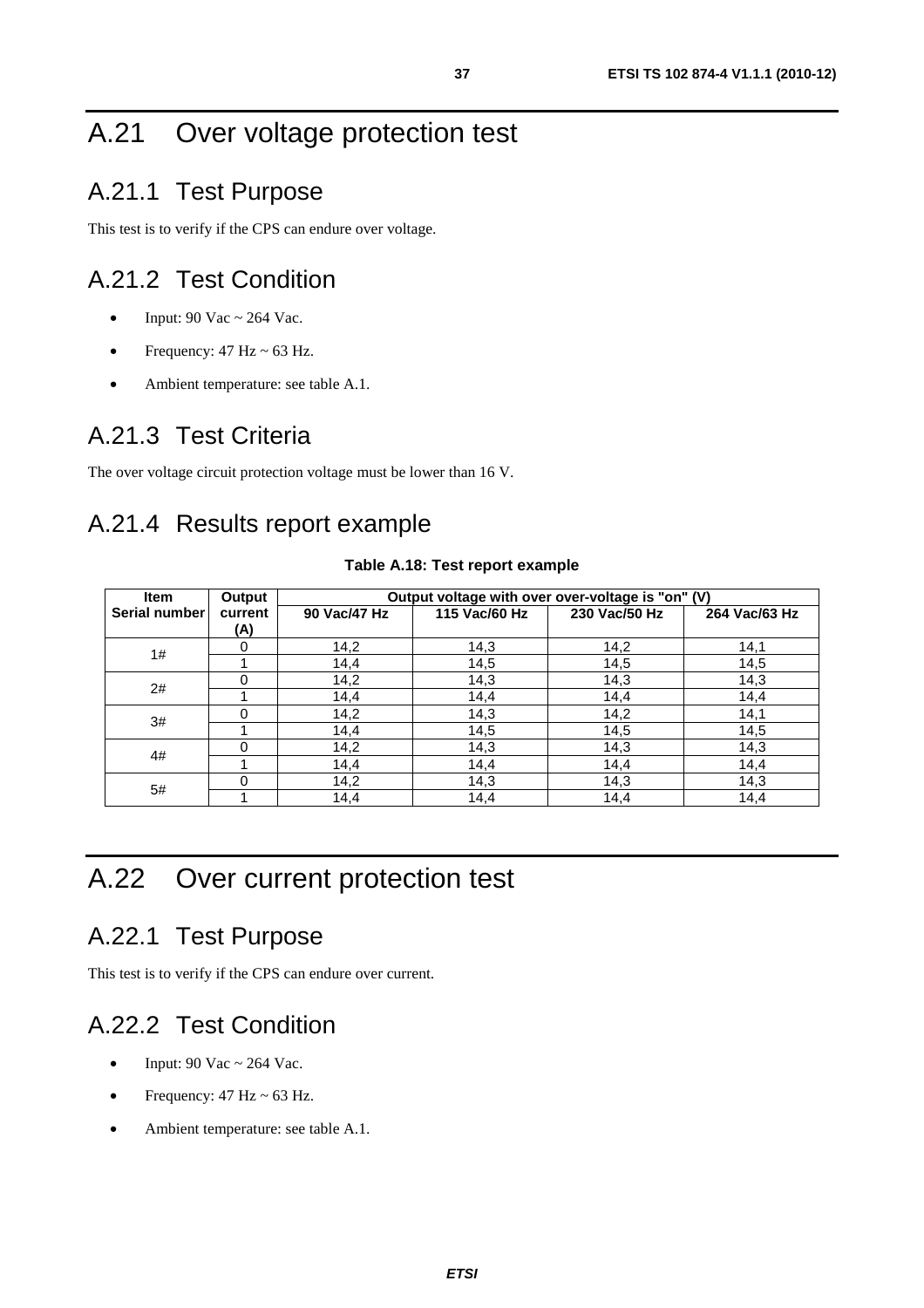# A.21 Over voltage protection test

## A.21.1 Test Purpose

This test is to verify if the CPS can endure over voltage.

## A.21.2 Test Condition

- Input: 90 Vac ~ 264 Vac.
- Frequency: 47 Hz ~ 63 Hz.
- Ambient temperature: see table A.1.

## A.21.3 Test Criteria

The over voltage circuit protection voltage must be lower than 16 V.

## A.21.4 Results report example

**Table A.18: Test report example**

| Item Serial number | Output current (A) | Output voltage with over over-voltage is "on" (V) | | | |
|---|---|---|---|---|---|
| | | 90 Vac/47 Hz | 115 Vac/60 Hz | 230 Vac/50 Hz | 264 Vac/63 Hz |
| 1# | 0 | 14,2 | 14,3 | 14,2 | 14,1 |
| | 1 | 14,4 | 14,5 | 14,5 | 14,5 |
| 2# | 0 | 14,2 | 14,3 | 14,3 | 14,3 |
| | 1 | 14,4 | 14,4 | 14,4 | 14,4 |
| 3# | 0 | 14,2 | 14,3 | 14,2 | 14,1 |
| | 1 | 14,4 | 14,5 | 14,5 | 14,5 |
| 4# | 0 | 14,2 | 14,3 | 14,3 | 14,3 |
| | 1 | 14,4 | 14,4 | 14,4 | 14,4 |
| 5# | 0 | 14,2 | 14,3 | 14,3 | 14,3 |
| | 1 | 14,4 | 14,4 | 14,4 | 14,4 |

# A.22 Over current protection test

## A.22.1 Test Purpose

This test is to verify if the CPS can endure over current.

## A.22.2 Test Condition

- Input: 90 Vac ~ 264 Vac.
- Frequency: 47 Hz ~ 63 Hz.
- Ambient temperature: see table A.1.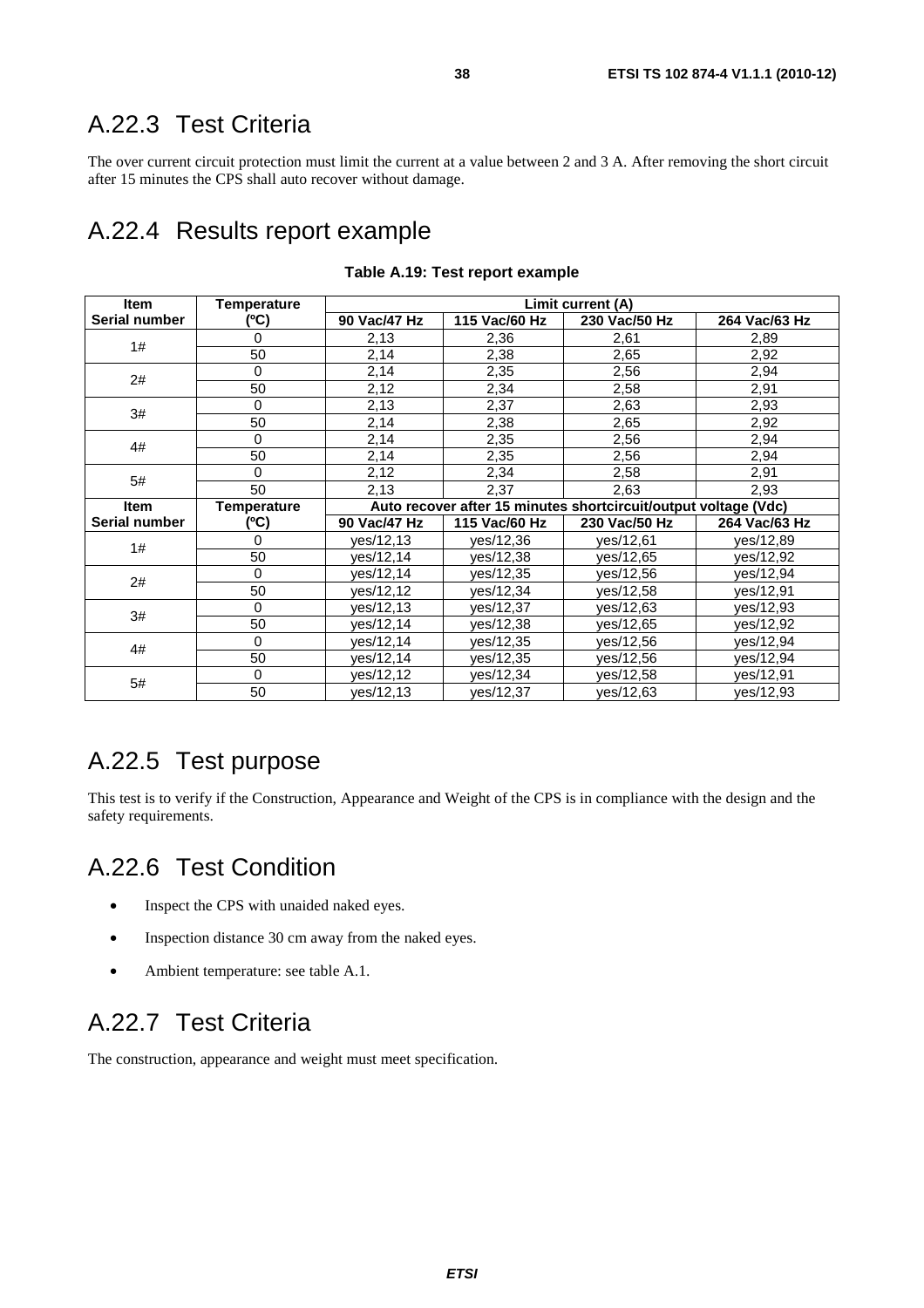## A.22.3 Test Criteria

The over current circuit protection must limit the current at a value between 2 and 3 A. After removing the short circuit after 15 minutes the CPS shall auto recover without damage.

## A.22.4 Results report example

**Table A.19: Test report example**

| Item Serial number | Temperature (ºC) | Limit current (A) | | | |
|---|---|---|---|---|---|
| | | 90 Vac/47 Hz | 115 Vac/60 Hz | 230 Vac/50 Hz | 264 Vac/63 Hz |
| 1# | 0 | 2,13 | 2,36 | 2,61 | 2,89 |
| | 50 | 2,14 | 2,38 | 2,65 | 2,92 |
| 2# | 0 | 2,14 | 2,35 | 2,56 | 2,94 |
| | 50 | 2,12 | 2,34 | 2,58 | 2,91 |
| 3# | 0 | 2,13 | 2,37 | 2,63 | 2,93 |
| | 50 | 2,14 | 2,38 | 2,65 | 2,92 |
| 4# | 0 | 2,14 | 2,35 | 2,56 | 2,94 |
| | 50 | 2,14 | 2,35 | 2,56 | 2,94 |
| 5# | 0 | 2,12 | 2,34 | 2,58 | 2,91 |
| | 50 | 2,13 | 2,37 | 2,63 | 2,93 |
| **Item Serial number** | **Temperature (ºC)** | **Auto recover after 15 minutes shortcircuit/output voltage (Vdc)** | | | |
| | | **90 Vac/47 Hz** | **115 Vac/60 Hz** | **230 Vac/50 Hz** | **264 Vac/63 Hz** |
| 1# | 0 | yes/12,13 | yes/12,36 | yes/12,61 | yes/12,89 |
| | 50 | yes/12,14 | yes/12,38 | yes/12,65 | yes/12,92 |
| 2# | 0 | yes/12,14 | yes/12,35 | yes/12,56 | yes/12,94 |
| | 50 | yes/12,12 | yes/12,34 | yes/12,58 | yes/12,91 |
| 3# | 0 | yes/12,13 | yes/12,37 | yes/12,63 | yes/12,93 |
| | 50 | yes/12,14 | yes/12,38 | yes/12,65 | yes/12,92 |
| 4# | 0 | yes/12,14 | yes/12,35 | yes/12,56 | yes/12,94 |
| | 50 | yes/12,14 | yes/12,35 | yes/12,56 | yes/12,94 |
| 5# | 0 | yes/12,12 | yes/12,34 | yes/12,58 | yes/12,91 |
| | 50 | yes/12,13 | yes/12,37 | yes/12,63 | yes/12,93 |

## A.22.5 Test purpose

This test is to verify if the Construction, Appearance and Weight of the CPS is in compliance with the design and the safety requirements.

## A.22.6 Test Condition

- Inspect the CPS with unaided naked eyes.
- Inspection distance 30 cm away from the naked eyes.
- Ambient temperature: see table A.1.

## A.22.7 Test Criteria

The construction, appearance and weight must meet specification.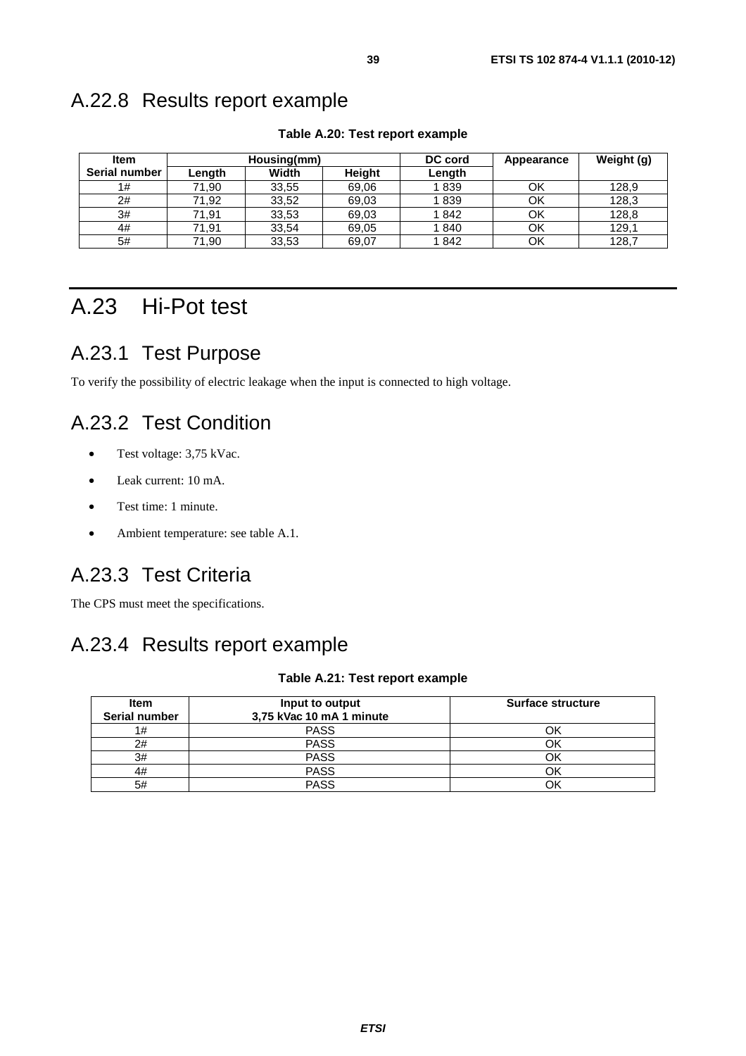## A.22.8 Results report example

**Table A.20: Test report example**

| Item<br>Serial number | Housing(mm) | | | DC cord | Appearance | Weight (g) |
|---|---|---|---|---|---|---|
| | Length | Width | Height | Length | | |
| 1# | 71,90 | 33,55 | 69,06 | 1 839 | OK | 128,9 |
| 2# | 71,92 | 33,52 | 69,03 | 1 839 | OK | 128,3 |
| 3# | 71,91 | 33,53 | 69,03 | 1 842 | OK | 128,8 |
| 4# | 71,91 | 33,54 | 69,05 | 1 840 | OK | 129,1 |
| 5# | 71,90 | 33,53 | 69,07 | 1 842 | OK | 128,7 |

# A.23 Hi-Pot test

## A.23.1 Test Purpose

To verify the possibility of electric leakage when the input is connected to high voltage.

## A.23.2 Test Condition

- Test voltage: 3,75 kVac.
- Leak current: 10 mA.
- Test time: 1 minute.
- Ambient temperature: see table A.1.

## A.23.3 Test Criteria

The CPS must meet the specifications.

## A.23.4 Results report example

**Table A.21: Test report example**

| Item<br>Serial number | Input to output<br>3,75 kVac 10 mA 1 minute | Surface structure |
|---|---|---|
| 1# | PASS | OK |
| 2# | PASS | OK |
| 3# | PASS | OK |
| 4# | PASS | OK |
| 5# | PASS | OK |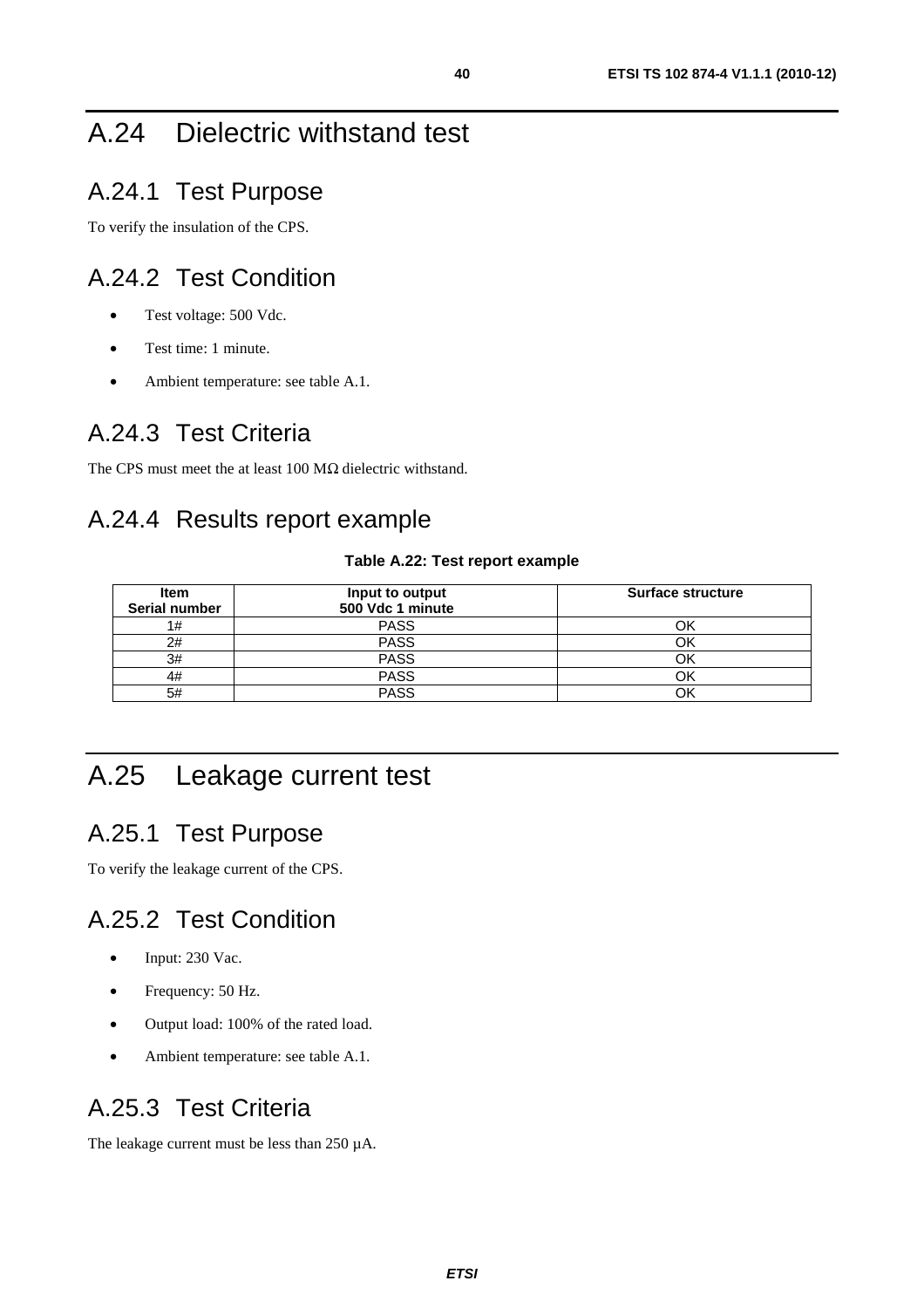# A.24 Dielectric withstand test

## A.24.1 Test Purpose

To verify the insulation of the CPS.

## A.24.2 Test Condition

- Test voltage: 500 Vdc.
- Test time: 1 minute.
- Ambient temperature: see table A.1.

## A.24.3 Test Criteria

The CPS must meet the at least 100 MΩ dielectric withstand.

## A.24.4 Results report example

**Table A.22: Test report example**

| Item<br>Serial number | Input to output<br>500 Vdc 1 minute | Surface structure |
|---|---|---|
| 1# | PASS | OK |
| 2# | PASS | OK |
| 3# | PASS | OK |
| 4# | PASS | OK |
| 5# | PASS | OK |

# A.25 Leakage current test

## A.25.1 Test Purpose

To verify the leakage current of the CPS.

## A.25.2 Test Condition

- Input: 230 Vac.
- Frequency: 50 Hz.
- Output load: 100% of the rated load.
- Ambient temperature: see table A.1.

## A.25.3 Test Criteria

The leakage current must be less than 250 µA.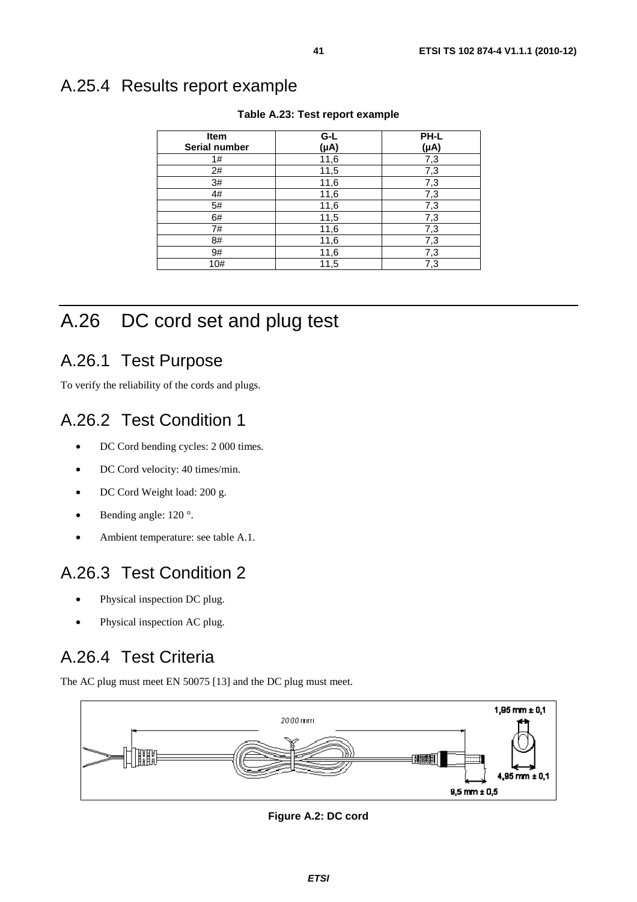## A.25.4 Results report example

**Table A.23: Test report example**

| Item<br>Serial number | G-L<br>(μA) | PH-L<br>(μA) |
|---|---|---|
| 1# | 11,6 | 7,3 |
| 2# | 11,5 | 7,3 |
| 3# | 11,6 | 7,3 |
| 4# | 11,6 | 7,3 |
| 5# | 11,6 | 7,3 |
| 6# | 11,5 | 7,3 |
| 7# | 11,6 | 7,3 |
| 8# | 11,6 | 7,3 |
| 9# | 11,6 | 7,3 |
| 10# | 11,5 | 7,3 |

# A.26 DC cord set and plug test

## A.26.1 Test Purpose

To verify the reliability of the cords and plugs.

## A.26.2 Test Condition 1

- DC Cord bending cycles: 2 000 times.
- DC Cord velocity: 40 times/min.
- DC Cord Weight load: 200 g.
- Bending angle: 120 °.
- Ambient temperature: see table A.1.

## A.26.3 Test Condition 2

- Physical inspection DC plug.
- Physical inspection AC plug.

## A.26.4 Test Criteria

The AC plug must meet EN 50075 [13] and the DC plug must meet.

2000 mm

1,95 mm ± 0,1

4,95 mm ± 0,1

9,5 mm ± 0,5

**Figure A.2: DC cord**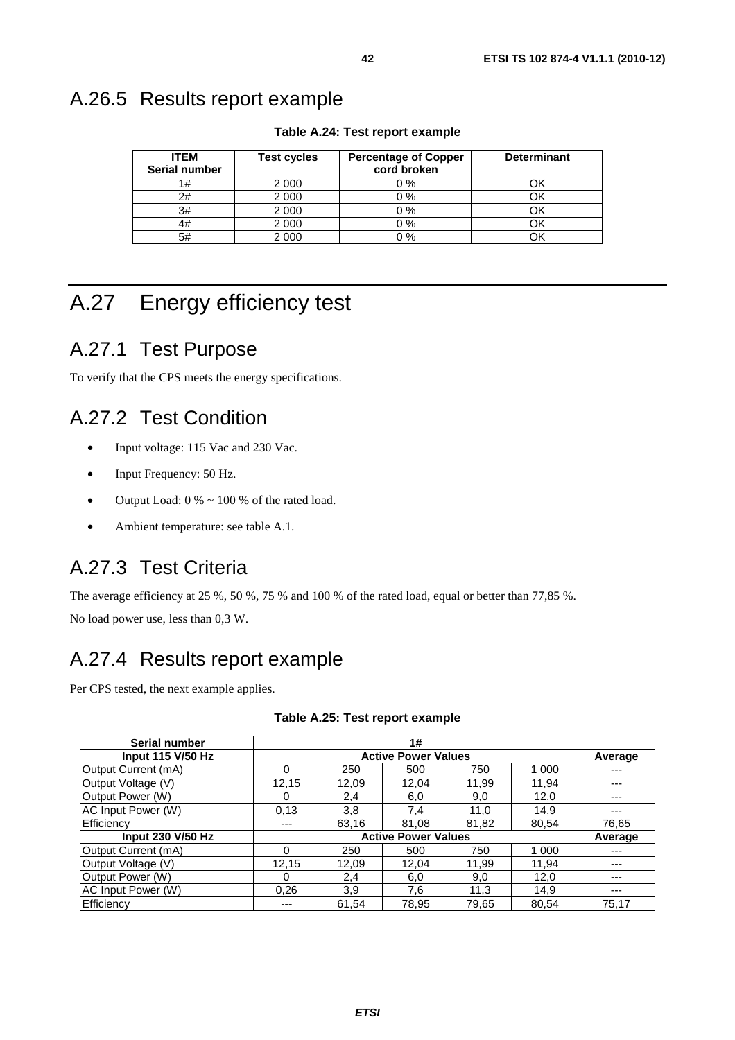## A.26.5 Results report example

**Table A.24: Test report example**

| ITEM Serial number | Test cycles | Percentage of Copper cord broken | Determinant |
|---|---|---|---|
| 1# | 2 000 | 0 % | OK |
| 2# | 2 000 | 0 % | OK |
| 3# | 2 000 | 0 % | OK |
| 4# | 2 000 | 0 % | OK |
| 5# | 2 000 | 0 % | OK |

# A.27 Energy efficiency test

## A.27.1 Test Purpose

To verify that the CPS meets the energy specifications.

## A.27.2 Test Condition

- Input voltage: 115 Vac and 230 Vac.
- Input Frequency: 50 Hz.
- Output Load: 0 % ~ 100 % of the rated load.
- Ambient temperature: see table A.1.

## A.27.3 Test Criteria

The average efficiency at 25 %, 50 %, 75 % and 100 % of the rated load, equal or better than 77,85 %.

No load power use, less than 0,3 W.

## A.27.4 Results report example

Per CPS tested, the next example applies.

**Table A.25: Test report example**

| Serial number | 1# | | | | | |
|---|---|---|---|---|---|---|
| **Input 115 V/50 Hz** | **Active Power Values** | | | | | **Average** |
| Output Current (mA) | 0 | 250 | 500 | 750 | 1 000 | --- |
| Output Voltage (V) | 12,15 | 12,09 | 12,04 | 11,99 | 11,94 | --- |
| Output Power (W) | 0 | 2,4 | 6,0 | 9,0 | 12,0 | --- |
| AC Input Power (W) | 0,13 | 3,8 | 7,4 | 11,0 | 14,9 | --- |
| Efficiency | --- | 63,16 | 81,08 | 81,82 | 80,54 | 76,65 |
| **Input 230 V/50 Hz** | **Active Power Values** | | | | | **Average** |
| Output Current (mA) | 0 | 250 | 500 | 750 | 1 000 | --- |
| Output Voltage (V) | 12,15 | 12,09 | 12,04 | 11,99 | 11,94 | --- |
| Output Power (W) | 0 | 2,4 | 6,0 | 9,0 | 12,0 | --- |
| AC Input Power (W) | 0,26 | 3,9 | 7,6 | 11,3 | 14,9 | --- |
| Efficiency | --- | 61,54 | 78,95 | 79,65 | 80,54 | 75,17 |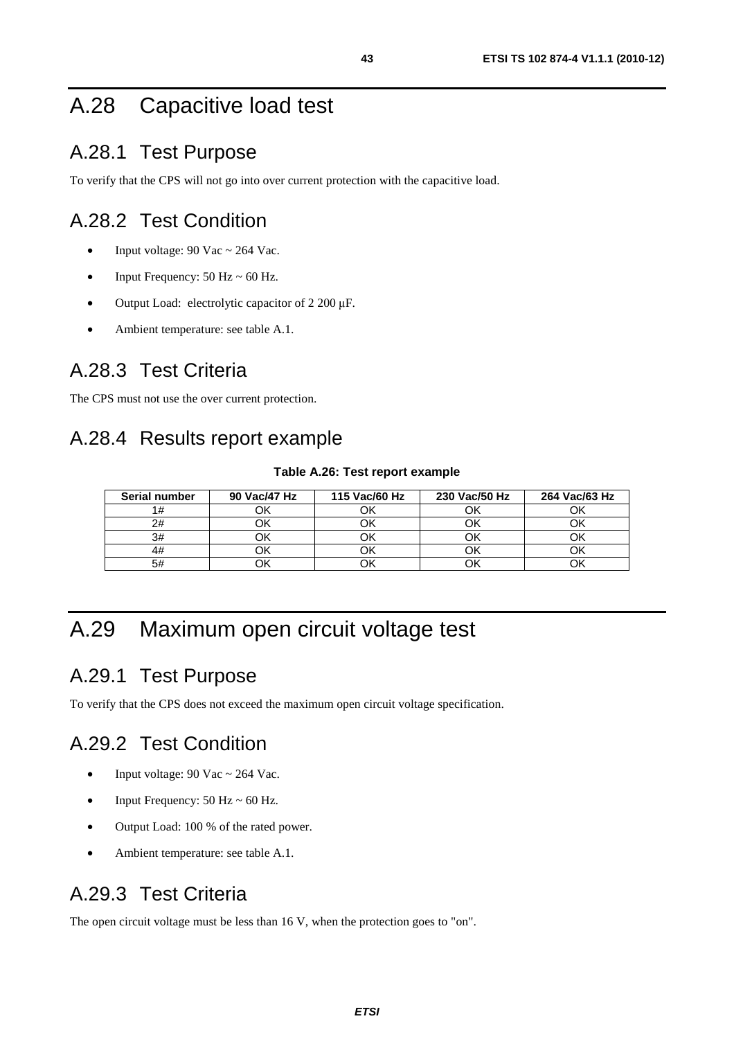# A.28 Capacitive load test

## A.28.1 Test Purpose

To verify that the CPS will not go into over current protection with the capacitive load.

## A.28.2 Test Condition

- Input voltage: 90 Vac ~ 264 Vac.
- Input Frequency: 50 Hz ~ 60 Hz.
- Output Load: electrolytic capacitor of 2 200 μF.
- Ambient temperature: see table A.1.

## A.28.3 Test Criteria

The CPS must not use the over current protection.

## A.28.4 Results report example

**Table A.26: Test report example**

| Serial number | 90 Vac/47 Hz | 115 Vac/60 Hz | 230 Vac/50 Hz | 264 Vac/63 Hz |
|---|---|---|---|---|
| 1# | OK | OK | OK | OK |
| 2# | OK | OK | OK | OK |
| 3# | OK | OK | OK | OK |
| 4# | OK | OK | OK | OK |
| 5# | OK | OK | OK | OK |

# A.29 Maximum open circuit voltage test

## A.29.1 Test Purpose

To verify that the CPS does not exceed the maximum open circuit voltage specification.

## A.29.2 Test Condition

- Input voltage: 90 Vac ~ 264 Vac.
- Input Frequency: 50 Hz ~ 60 Hz.
- Output Load: 100 % of the rated power.
- Ambient temperature: see table A.1.

## A.29.3 Test Criteria

The open circuit voltage must be less than 16 V, when the protection goes to "on".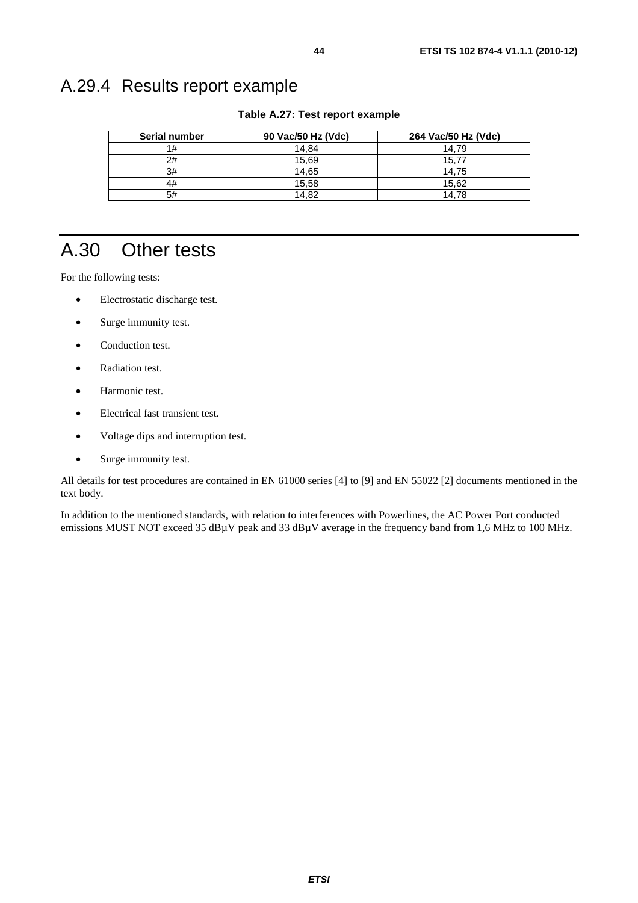## A.29.4 Results report example

**Table A.27: Test report example**

| Serial number | 90 Vac/50 Hz (Vdc) | 264 Vac/50 Hz (Vdc) |
|---|---|---|
| 1# | 14,84 | 14,79 |
| 2# | 15,69 | 15,77 |
| 3# | 14,65 | 14,75 |
| 4# | 15,58 | 15,62 |
| 5# | 14,82 | 14,78 |

# A.30 Other tests

For the following tests:

- Electrostatic discharge test.
- Surge immunity test.
- Conduction test.
- Radiation test.
- Harmonic test.
- Electrical fast transient test.
- Voltage dips and interruption test.
- Surge immunity test.

All details for test procedures are contained in EN 61000 series [4] to [9] and EN 55022 [2] documents mentioned in the text body.

In addition to the mentioned standards, with relation to interferences with Powerlines, the AC Power Port conducted emissions MUST NOT exceed 35 dBμV peak and 33 dBμV average in the frequency band from 1,6 MHz to 100 MHz.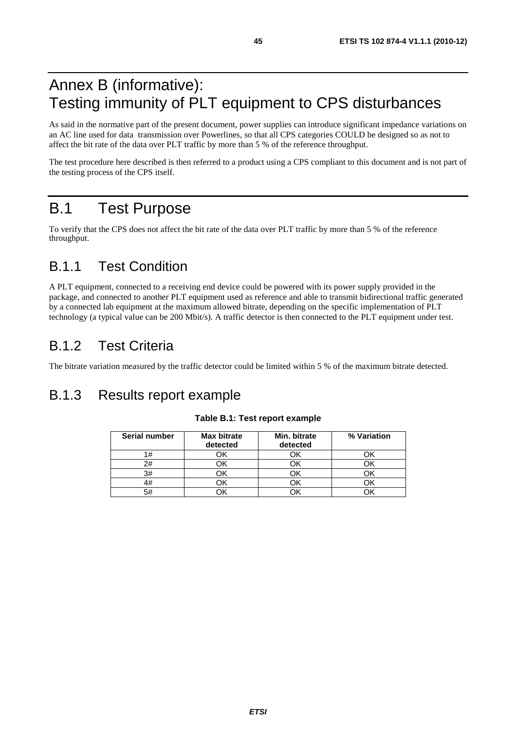# Annex B (informative): Testing immunity of PLT equipment to CPS disturbances

As said in the normative part of the present document, power supplies can introduce significant impedance variations on an AC line used for data transmission over Powerlines, so that all CPS categories COULD be designed so as not to affect the bit rate of the data over PLT traffic by more than 5 % of the reference throughput.

The test procedure here described is then referred to a product using a CPS compliant to this document and is not part of the testing process of the CPS itself.

# B.1 Test Purpose

To verify that the CPS does not affect the bit rate of the data over PLT traffic by more than 5 % of the reference throughput.

## B.1.1 Test Condition

A PLT equipment, connected to a receiving end device could be powered with its power supply provided in the package, and connected to another PLT equipment used as reference and able to transmit bidirectional traffic generated by a connected lab equipment at the maximum allowed bitrate, depending on the specific implementation of PLT technology (a typical value can be 200 Mbit/s). A traffic detector is then connected to the PLT equipment under test.

## B.1.2 Test Criteria

The bitrate variation measured by the traffic detector could be limited within 5 % of the maximum bitrate detected.

## B.1.3 Results report example

**Table B.1: Test report example**

| Serial number | Max bitrate detected | Min. bitrate detected | % Variation |
|---|---|---|---|
| 1# | OK | OK | OK |
| 2# | OK | OK | OK |
| 3# | OK | OK | OK |
| 4# | OK | OK | OK |
| 5# | OK | OK | OK |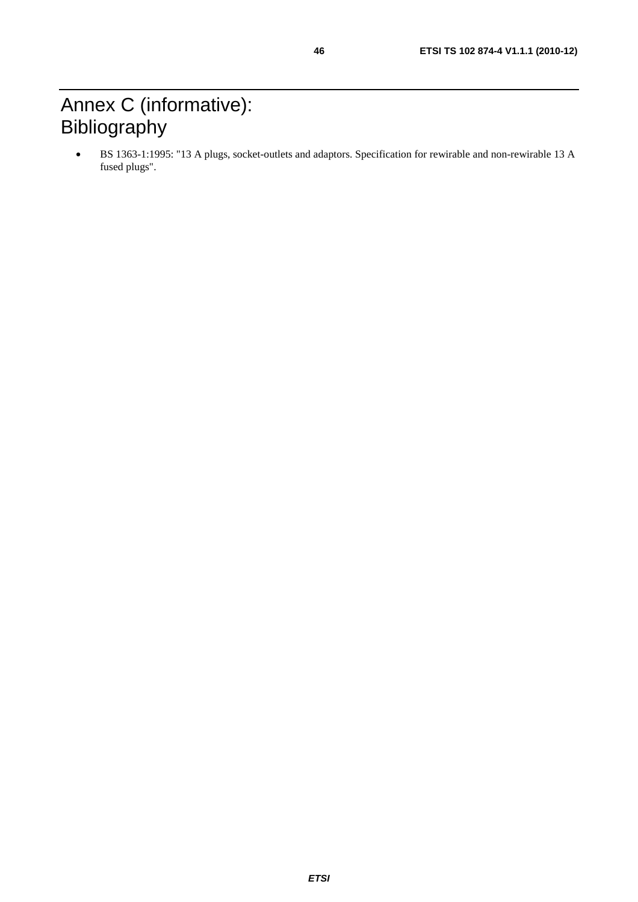# Annex C (informative): Bibliography

- BS 1363-1:1995: "13 A plugs, socket-outlets and adaptors. Specification for rewirable and non-rewirable 13 A fused plugs".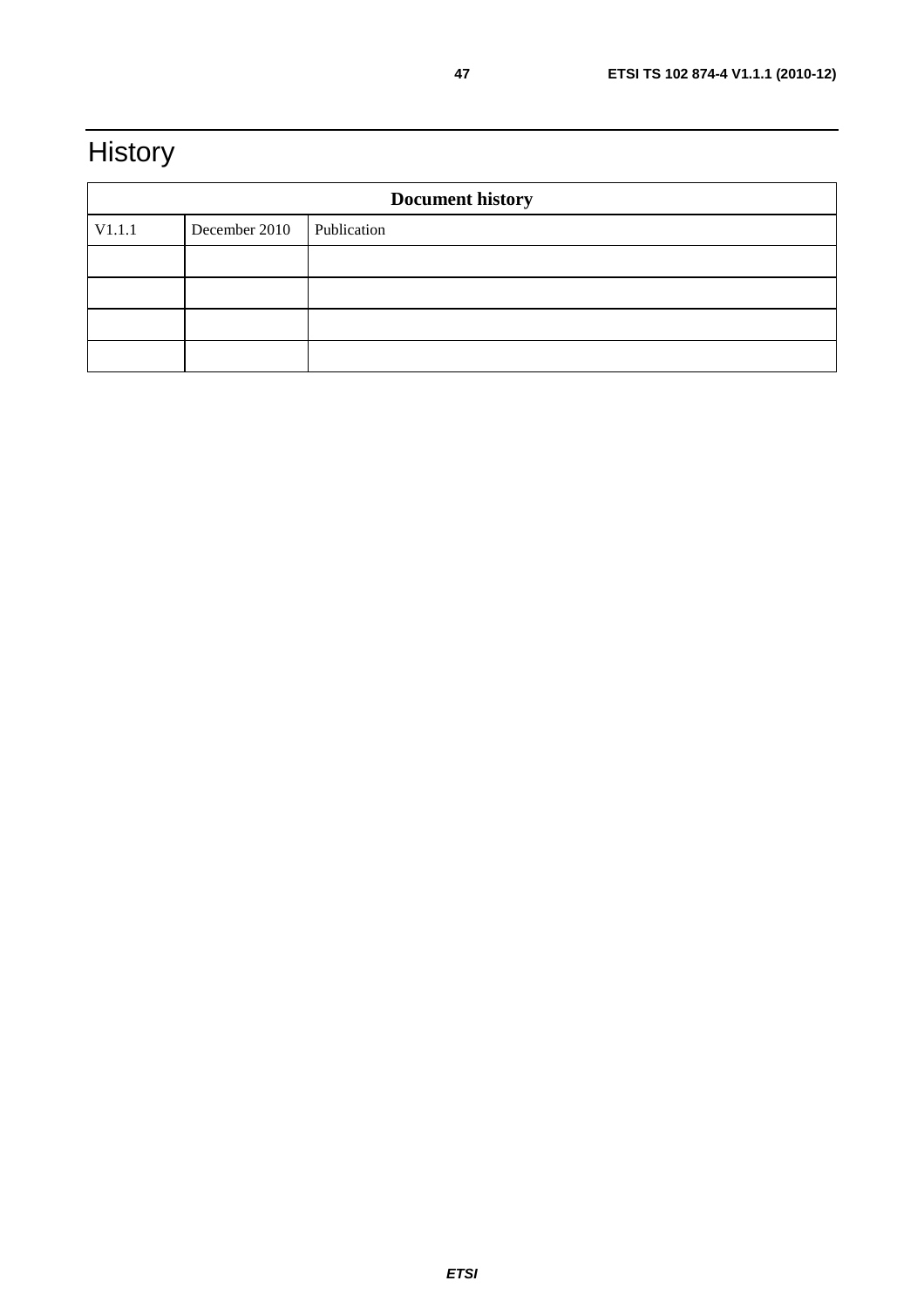# History

| Document history | | |
|---|---|---|
| V1.1.1 | December 2010 | Publication |
| | | |
| | | |
| | | |
| | | |